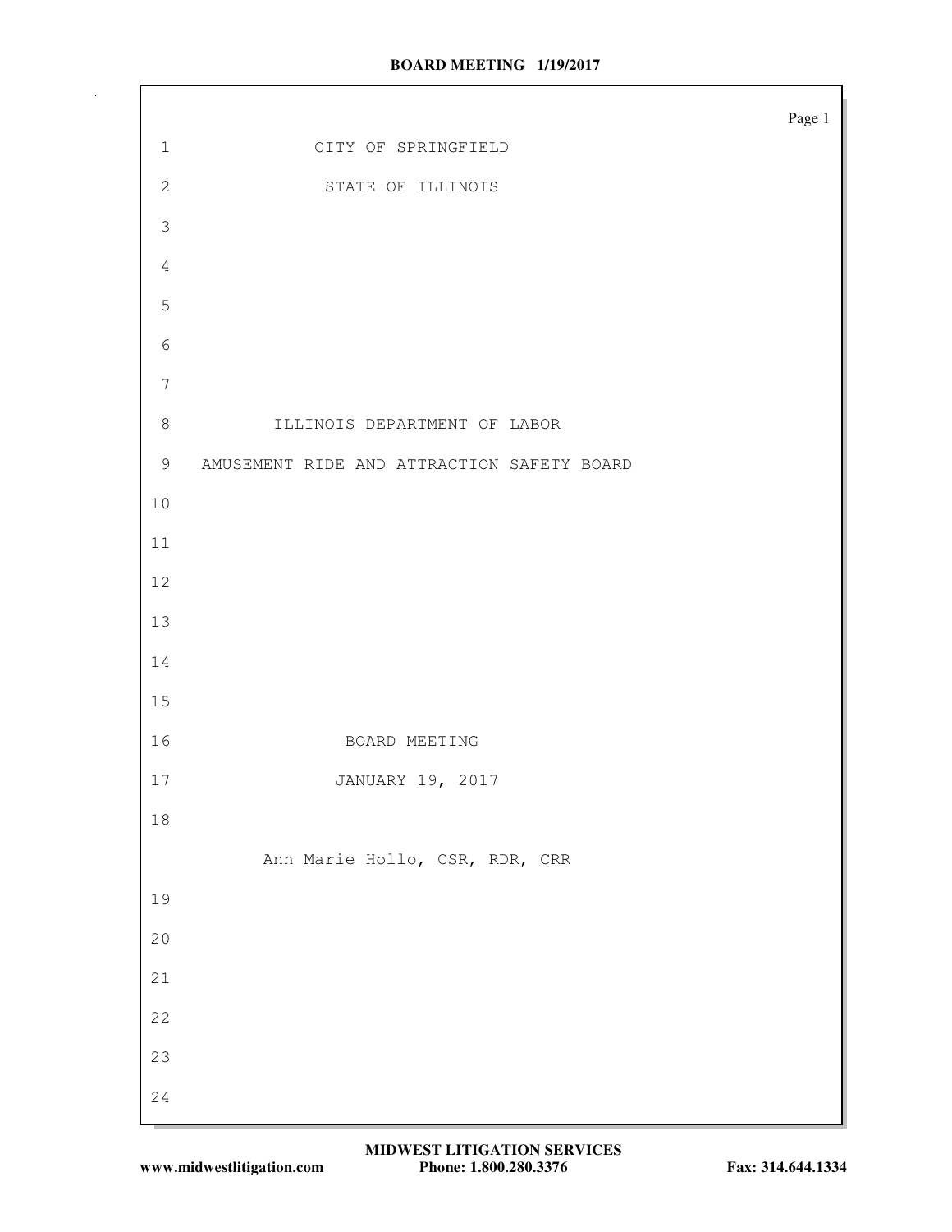CITY OF SPRINGFIELD

STATE OF ILLINOIS

ILLINOIS DEPARTMENT OF LABOR

AMUSEMENT RIDE AND ATTRACTION SAFETY BOARD

BOARD MEETING

JANUARY 19, 2017

Ann Marie Hollo, CSR, RDR, CRR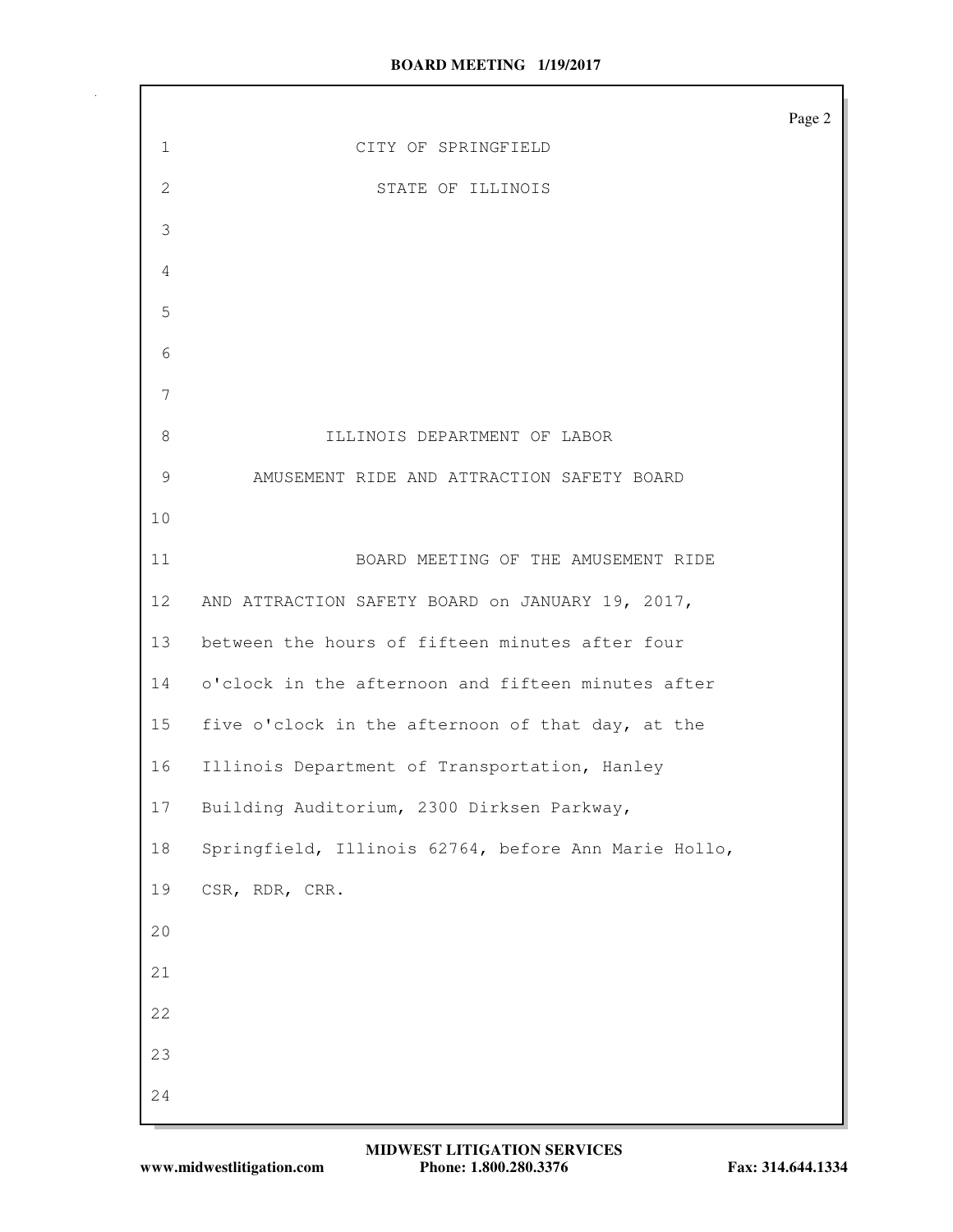CITY OF SPRINGFIELD

STATE OF ILLINOIS

ILLINOIS DEPARTMENT OF LABOR

AMUSEMENT RIDE AND ATTRACTION SAFETY BOARD

BOARD MEETING OF THE AMUSEMENT RIDE AND ATTRACTION SAFETY BOARD on JANUARY 19, 2017, between the hours of fifteen minutes after four o'clock in the afternoon and fifteen minutes after five o'clock in the afternoon of that day, at the Illinois Department of Transportation, Hanley Building Auditorium, 2300 Dirksen Parkway, Springfield, Illinois 62764, before Ann Marie Hollo, CSR, RDR, CRR.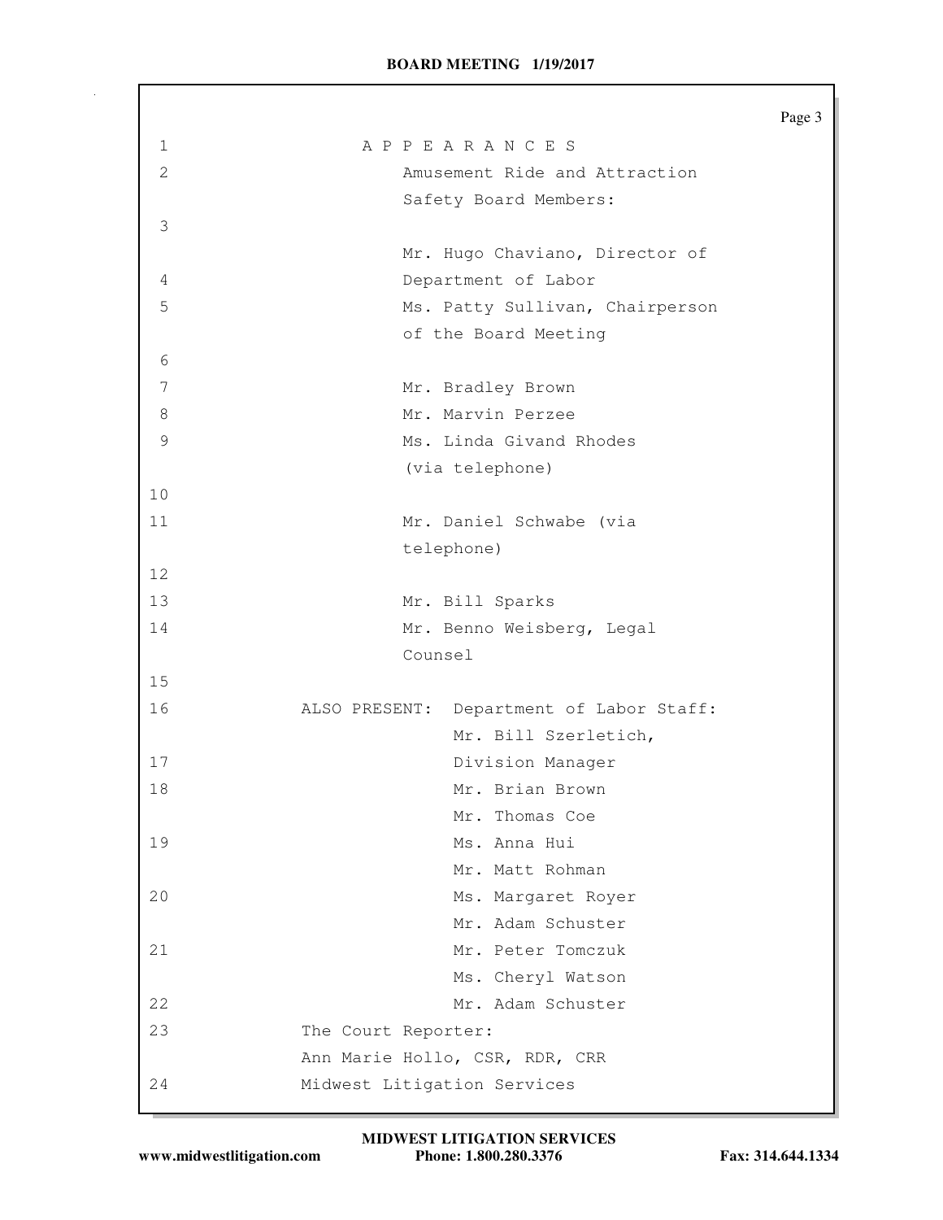# A P P E A R A N C E S

Amusement Ride and Attraction Safety Board Members:

Mr. Hugo Chaviano, Director of Department of Labor

Ms. Patty Sullivan, Chairperson of the Board Meeting

Mr. Bradley Brown

Mr. Marvin Perzee

Ms. Linda Givand Rhodes (via telephone)

Mr. Daniel Schwabe (via telephone)

Mr. Bill Sparks

Mr. Benno Weisberg, Legal Counsel

ALSO PRESENT: Department of Labor Staff:

Mr. Bill Szerletich, Division Manager

Mr. Brian Brown

Mr. Thomas Coe

Ms. Anna Hui

Mr. Matt Rohman

Ms. Margaret Royer

Mr. Adam Schuster

Mr. Peter Tomczuk

Ms. Cheryl Watson

Mr. Adam Schuster

The Court Reporter:

Ann Marie Hollo, CSR, RDR, CRR

Midwest Litigation Services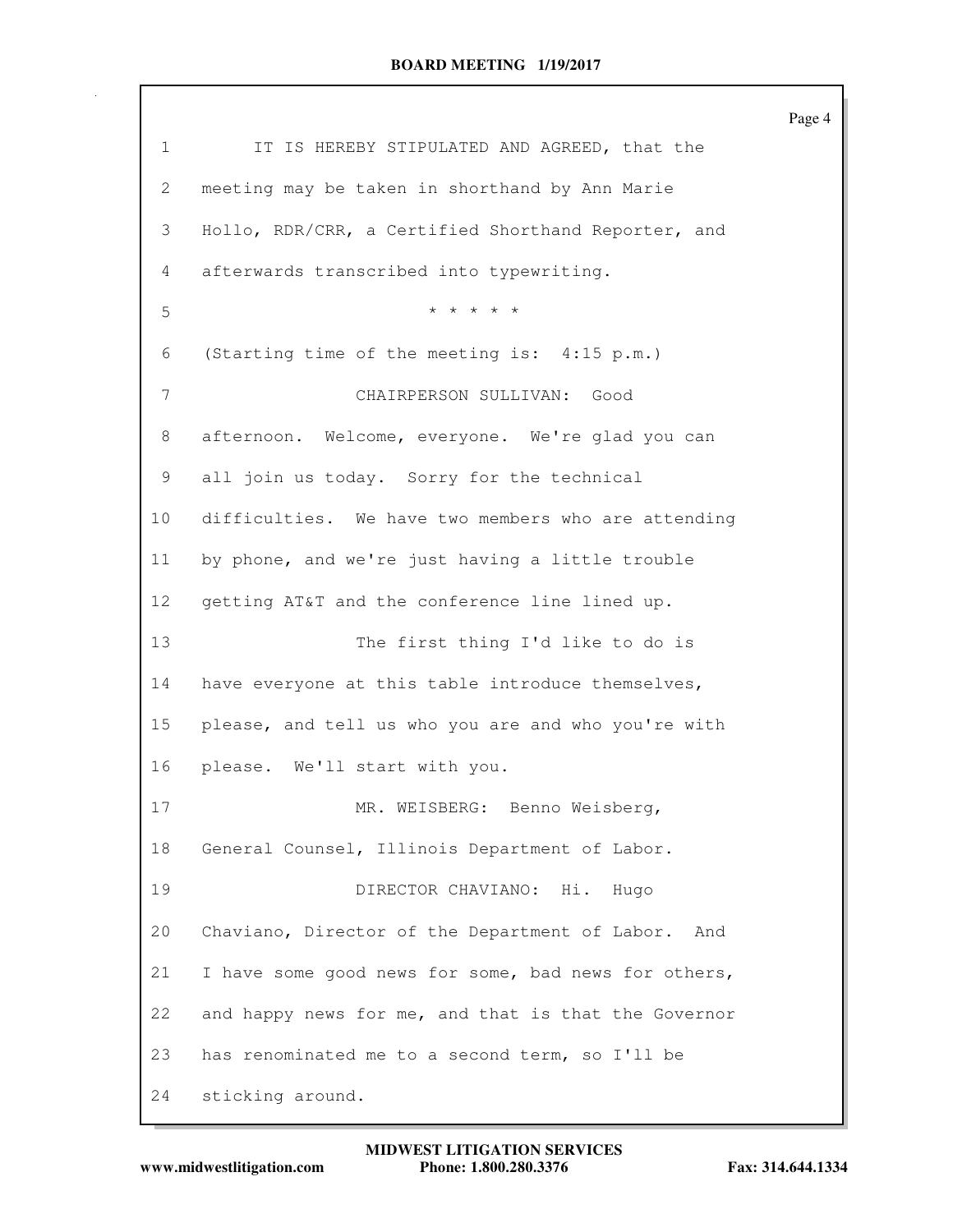IT IS HEREBY STIPULATED AND AGREED, that the meeting may be taken in shorthand by Ann Marie Hollo, RDR/CRR, a Certified Shorthand Reporter, and afterwards transcribed into typewriting.

\* \* \* \* \*

(Starting time of the meeting is: 4:15 p.m.)

CHAIRPERSON SULLIVAN: Good afternoon. Welcome, everyone. We're glad you can all join us today. Sorry for the technical difficulties. We have two members who are attending by phone, and we're just having a little trouble getting AT&T and the conference line lined up.

The first thing I'd like to do is have everyone at this table introduce themselves, please, and tell us who you are and who you're with please. We'll start with you.

MR. WEISBERG: Benno Weisberg, General Counsel, Illinois Department of Labor.

DIRECTOR CHAVIANO: Hi. Hugo Chaviano, Director of the Department of Labor. And I have some good news for some, bad news for others, and happy news for me, and that is that the Governor has renominated me to a second term, so I'll be sticking around.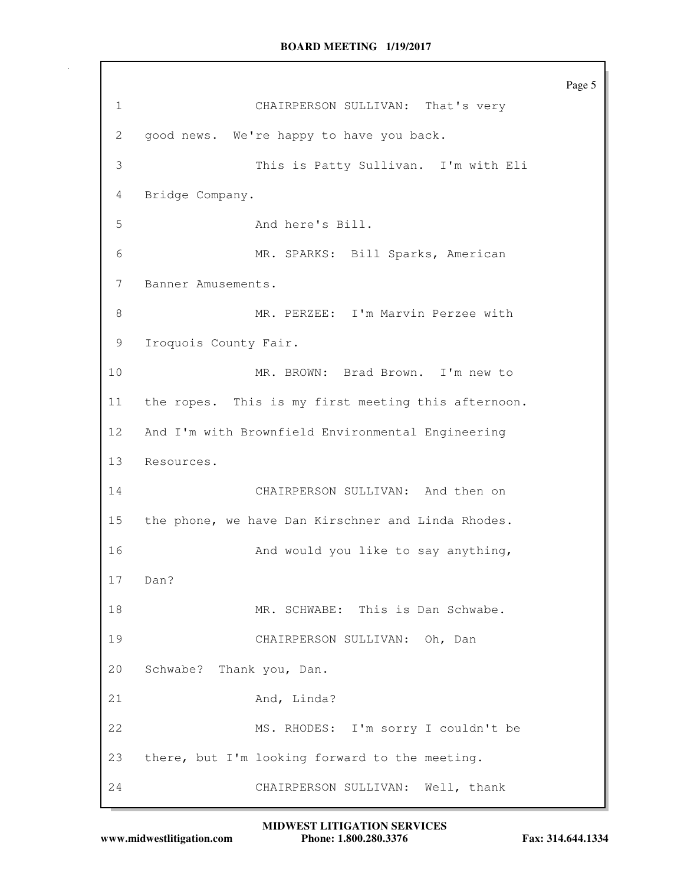1 CHAIRPERSON SULLIVAN: That's very
2 good news. We're happy to have you back.
3 This is Patty Sullivan. I'm with Eli
4 Bridge Company.
5 And here's Bill.
6 MR. SPARKS: Bill Sparks, American
7 Banner Amusements.
8 MR. PERZEE: I'm Marvin Perzee with
9 Iroquois County Fair.
10 MR. BROWN: Brad Brown. I'm new to
11 the ropes. This is my first meeting this afternoon.
12 And I'm with Brownfield Environmental Engineering
13 Resources.
14 CHAIRPERSON SULLIVAN: And then on
15 the phone, we have Dan Kirschner and Linda Rhodes.
16 And would you like to say anything,
17 Dan?
18 MR. SCHWABE: This is Dan Schwabe.
19 CHAIRPERSON SULLIVAN: Oh, Dan
20 Schwabe? Thank you, Dan.
21 And, Linda?
22 MS. RHODES: I'm sorry I couldn't be
23 there, but I'm looking forward to the meeting.
24 CHAIRPERSON SULLIVAN: Well, thank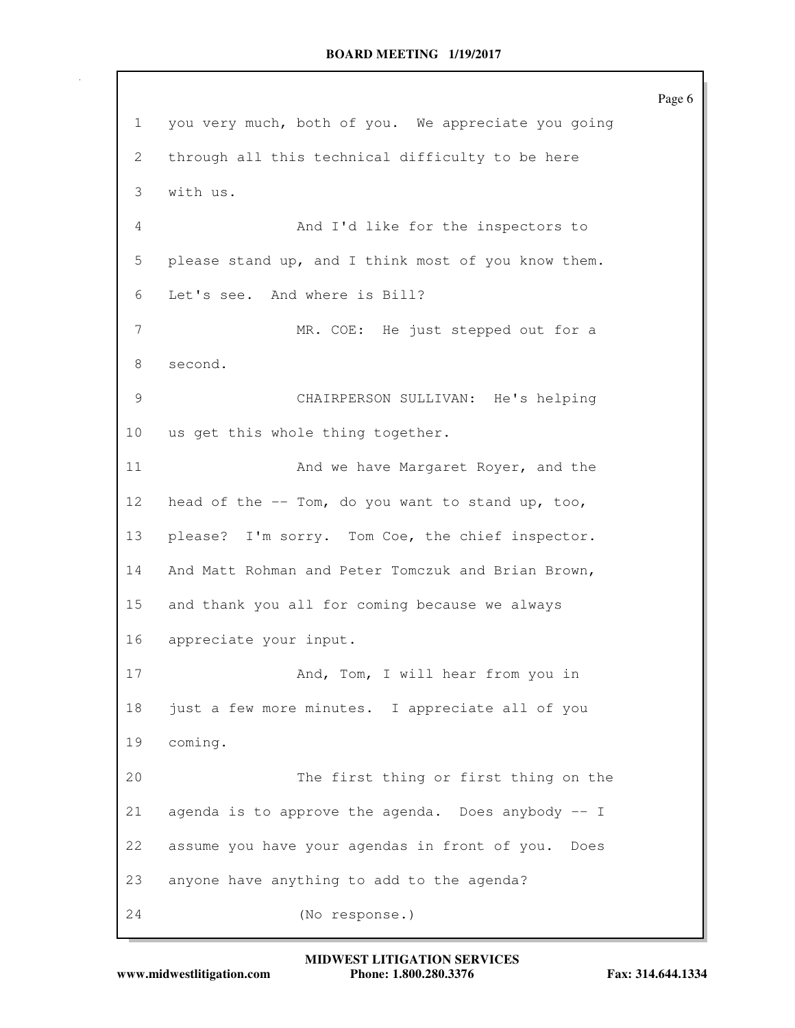1 you very much, both of you. We appreciate you going
2 through all this technical difficulty to be here
3 with us.
4 And I'd like for the inspectors to
5 please stand up, and I think most of you know them.
6 Let's see. And where is Bill?
7 MR. COE: He just stepped out for a
8 second.
9 CHAIRPERSON SULLIVAN: He's helping
10 us get this whole thing together.
11 And we have Margaret Royer, and the
12 head of the -- Tom, do you want to stand up, too,
13 please? I'm sorry. Tom Coe, the chief inspector.
14 And Matt Rohman and Peter Tomczuk and Brian Brown,
15 and thank you all for coming because we always
16 appreciate your input.
17 And, Tom, I will hear from you in
18 just a few more minutes. I appreciate all of you
19 coming.
20 The first thing or first thing on the
21 agenda is to approve the agenda. Does anybody -- I
22 assume you have your agendas in front of you. Does
23 anyone have anything to add to the agenda?
24 (No response.)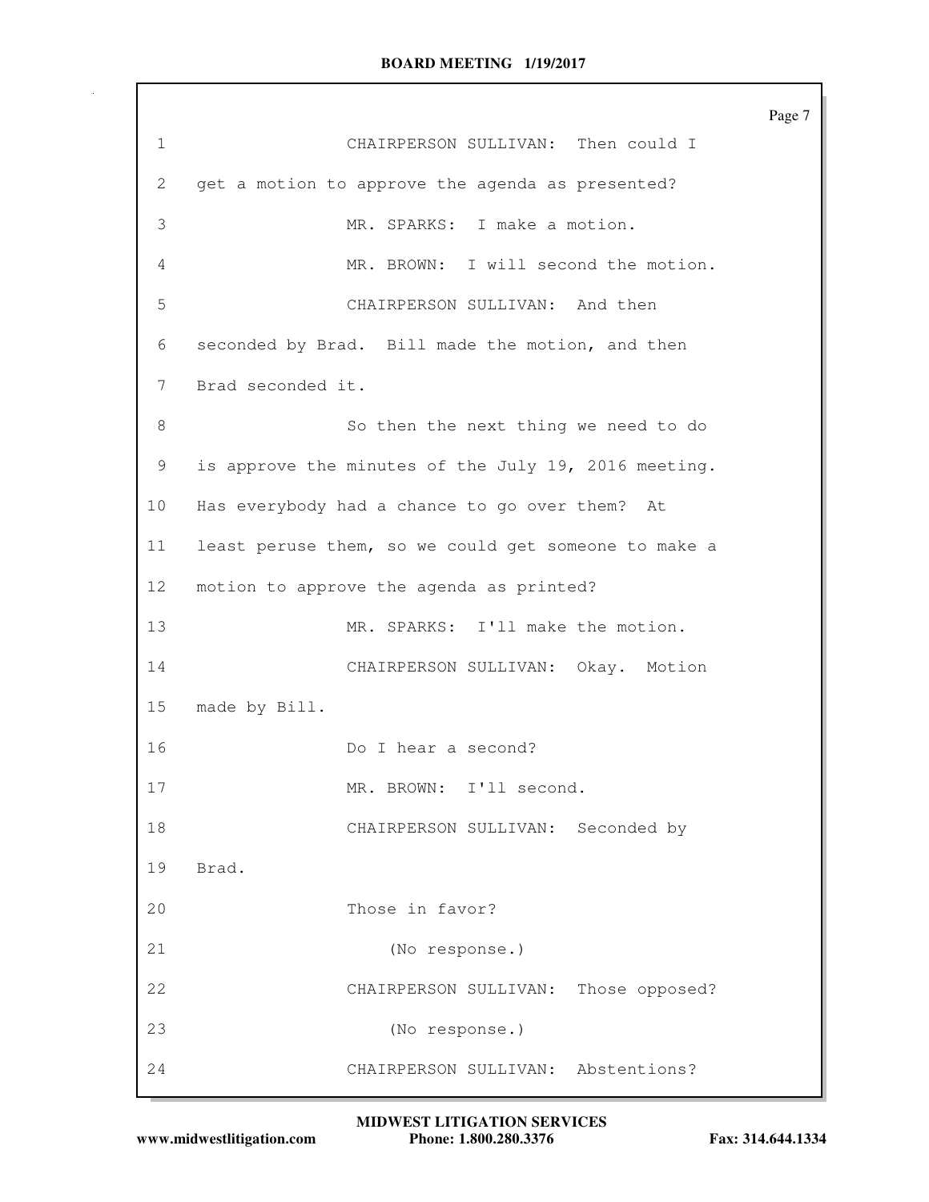1 CHAIRPERSON SULLIVAN: Then could I
2 get a motion to approve the agenda as presented?
3 MR. SPARKS: I make a motion.
4 MR. BROWN: I will second the motion.
5 CHAIRPERSON SULLIVAN: And then
6 seconded by Brad. Bill made the motion, and then
7 Brad seconded it.
8 So then the next thing we need to do
9 is approve the minutes of the July 19, 2016 meeting.
10 Has everybody had a chance to go over them? At
11 least peruse them, so we could get someone to make a
12 motion to approve the agenda as printed?
13 MR. SPARKS: I'll make the motion.
14 CHAIRPERSON SULLIVAN: Okay. Motion
15 made by Bill.
16 Do I hear a second?
17 MR. BROWN: I'll second.
18 CHAIRPERSON SULLIVAN: Seconded by
19 Brad.
20 Those in favor?
21 (No response.)
22 CHAIRPERSON SULLIVAN: Those opposed?
23 (No response.)
24 CHAIRPERSON SULLIVAN: Abstentions?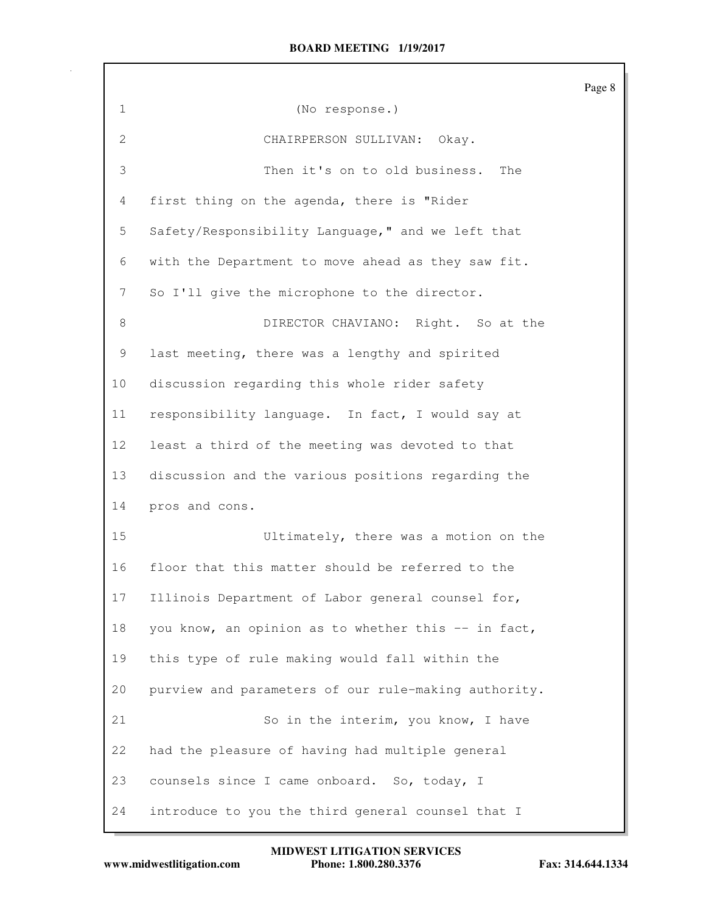(No response.)

CHAIRPERSON SULLIVAN: Okay.

Then it's on to old business. The first thing on the agenda, there is "Rider Safety/Responsibility Language," and we left that with the Department to move ahead as they saw fit. So I'll give the microphone to the director.

DIRECTOR CHAVIANO: Right. So at the last meeting, there was a lengthy and spirited discussion regarding this whole rider safety responsibility language. In fact, I would say at least a third of the meeting was devoted to that discussion and the various positions regarding the pros and cons.

Ultimately, there was a motion on the floor that this matter should be referred to the Illinois Department of Labor general counsel for, you know, an opinion as to whether this -- in fact, this type of rule making would fall within the purview and parameters of our rule-making authority.

So in the interim, you know, I have had the pleasure of having had multiple general counsels since I came onboard. So, today, I introduce to you the third general counsel that I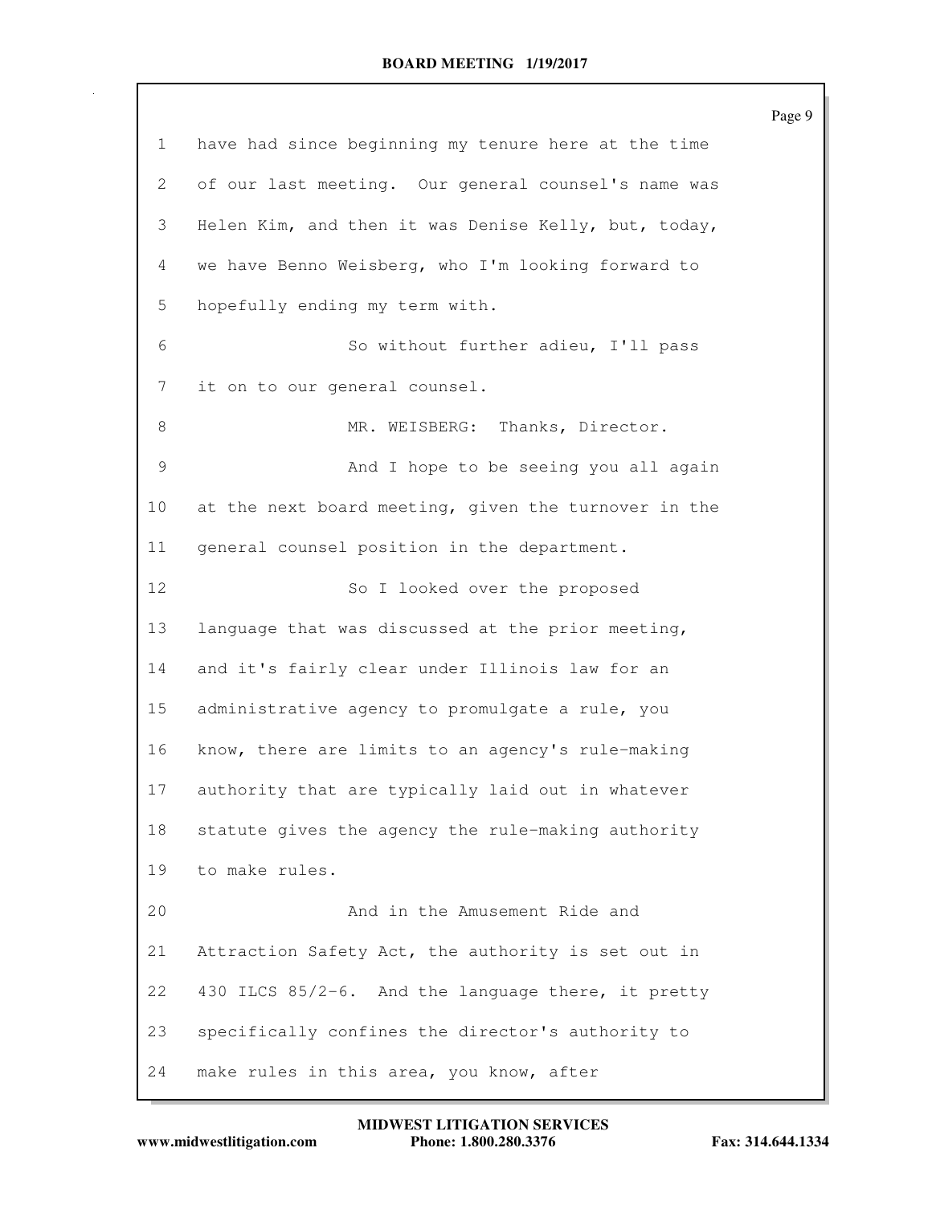have had since beginning my tenure here at the time of our last meeting. Our general counsel's name was Helen Kim, and then it was Denise Kelly, but, today, we have Benno Weisberg, who I'm looking forward to hopefully ending my term with.

So without further adieu, I'll pass it on to our general counsel.

MR. WEISBERG: Thanks, Director.

And I hope to be seeing you all again at the next board meeting, given the turnover in the general counsel position in the department.

So I looked over the proposed language that was discussed at the prior meeting, and it's fairly clear under Illinois law for an administrative agency to promulgate a rule, you know, there are limits to an agency's rule-making authority that are typically laid out in whatever statute gives the agency the rule-making authority to make rules.

And in the Amusement Ride and Attraction Safety Act, the authority is set out in 430 ILCS 85/2-6. And the language there, it pretty specifically confines the director's authority to make rules in this area, you know, after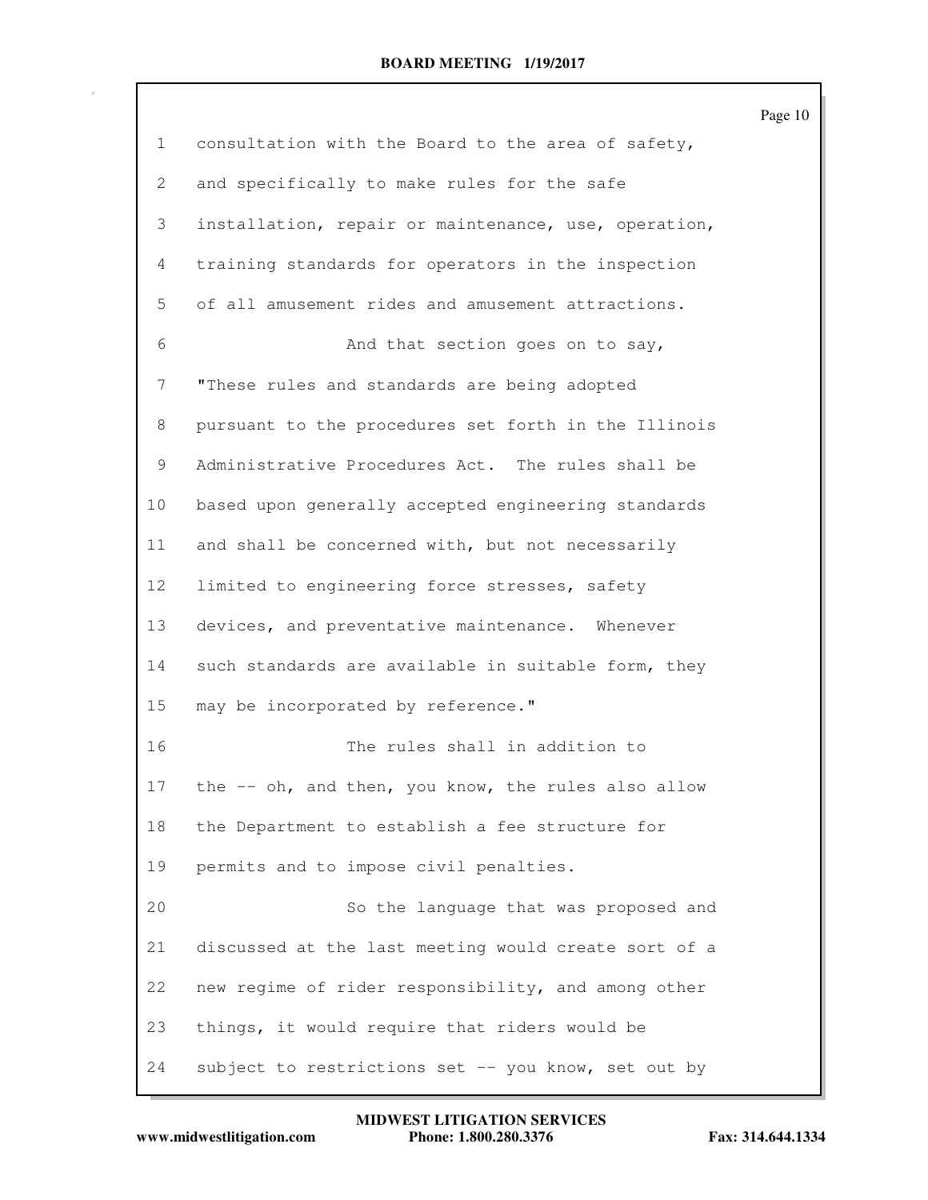consultation with the Board to the area of safety, and specifically to make rules for the safe installation, repair or maintenance, use, operation, training standards for operators in the inspection of all amusement rides and amusement attractions.

And that section goes on to say, "These rules and standards are being adopted pursuant to the procedures set forth in the Illinois Administrative Procedures Act. The rules shall be based upon generally accepted engineering standards and shall be concerned with, but not necessarily limited to engineering force stresses, safety devices, and preventative maintenance. Whenever such standards are available in suitable form, they may be incorporated by reference."

The rules shall in addition to the -- oh, and then, you know, the rules also allow the Department to establish a fee structure for permits and to impose civil penalties.

So the language that was proposed and discussed at the last meeting would create sort of a new regime of rider responsibility, and among other things, it would require that riders would be subject to restrictions set -- you know, set out by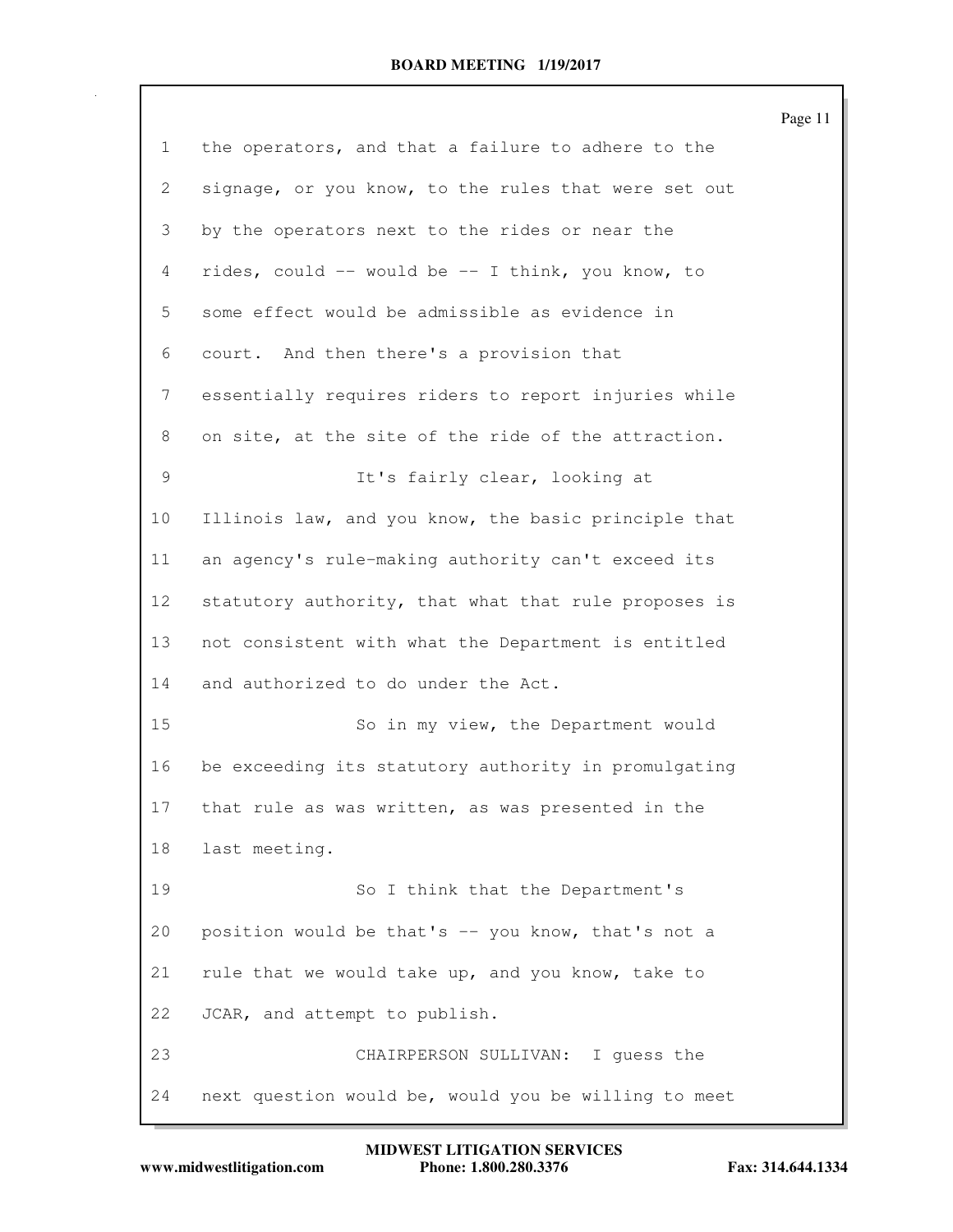the operators, and that a failure to adhere to the signage, or you know, to the rules that were set out by the operators next to the rides or near the rides, could -- would be -- I think, you know, to some effect would be admissible as evidence in court. And then there's a provision that essentially requires riders to report injuries while on site, at the site of the ride of the attraction.

It's fairly clear, looking at Illinois law, and you know, the basic principle that an agency's rule-making authority can't exceed its statutory authority, that what that rule proposes is not consistent with what the Department is entitled and authorized to do under the Act.

So in my view, the Department would be exceeding its statutory authority in promulgating that rule as was written, as was presented in the last meeting.

So I think that the Department's position would be that's -- you know, that's not a rule that we would take up, and you know, take to JCAR, and attempt to publish.

CHAIRPERSON SULLIVAN: I guess the next question would be, would you be willing to meet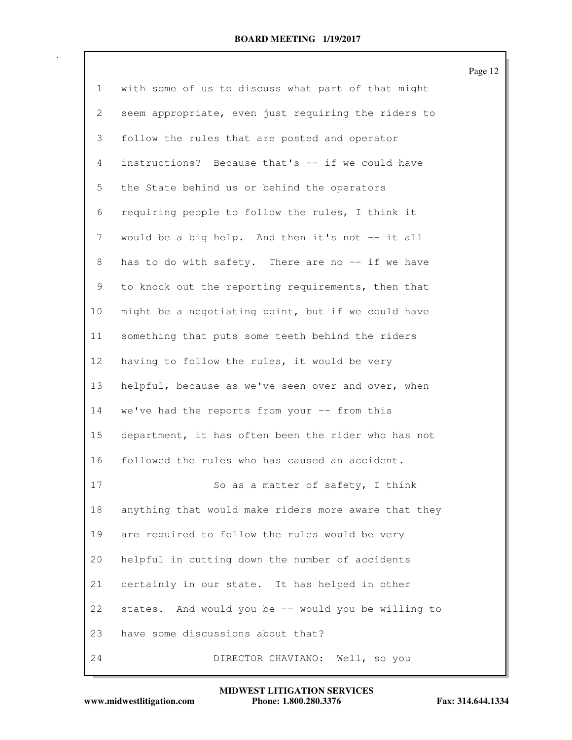with some of us to discuss what part of that might seem appropriate, even just requiring the riders to follow the rules that are posted and operator instructions? Because that's -- if we could have the State behind us or behind the operators requiring people to follow the rules, I think it would be a big help. And then it's not -- it all has to do with safety. There are no -- if we have to knock out the reporting requirements, then that might be a negotiating point, but if we could have something that puts some teeth behind the riders having to follow the rules, it would be very helpful, because as we've seen over and over, when we've had the reports from your -- from this department, it has often been the rider who has not followed the rules who has caused an accident.

So as a matter of safety, I think anything that would make riders more aware that they are required to follow the rules would be very helpful in cutting down the number of accidents certainly in our state. It has helped in other states. And would you be -- would you be willing to have some discussions about that?

DIRECTOR CHAVIANO: Well, so you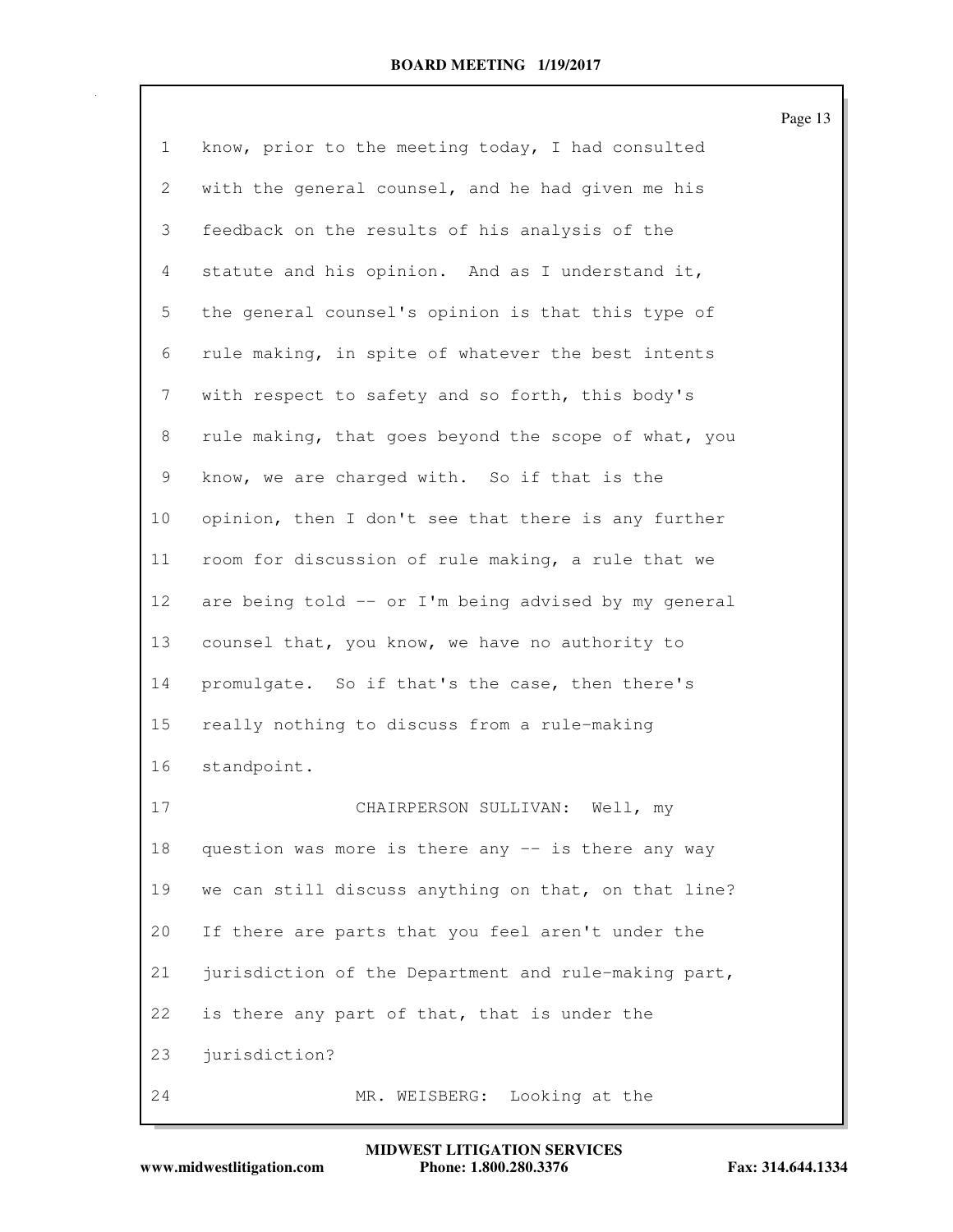1 know, prior to the meeting today, I had consulted
2 with the general counsel, and he had given me his
3 feedback on the results of his analysis of the
4 statute and his opinion. And as I understand it,
5 the general counsel's opinion is that this type of
6 rule making, in spite of whatever the best intents
7 with respect to safety and so forth, this body's
8 rule making, that goes beyond the scope of what, you
9 know, we are charged with. So if that is the
10 opinion, then I don't see that there is any further
11 room for discussion of rule making, a rule that we
12 are being told -- or I'm being advised by my general
13 counsel that, you know, we have no authority to
14 promulgate. So if that's the case, then there's
15 really nothing to discuss from a rule-making
16 standpoint.
17 CHAIRPERSON SULLIVAN: Well, my
18 question was more is there any -- is there any way
19 we can still discuss anything on that, on that line?
20 If there are parts that you feel aren't under the
21 jurisdiction of the Department and rule-making part,
22 is there any part of that, that is under the
23 jurisdiction?
24 MR. WEISBERG: Looking at the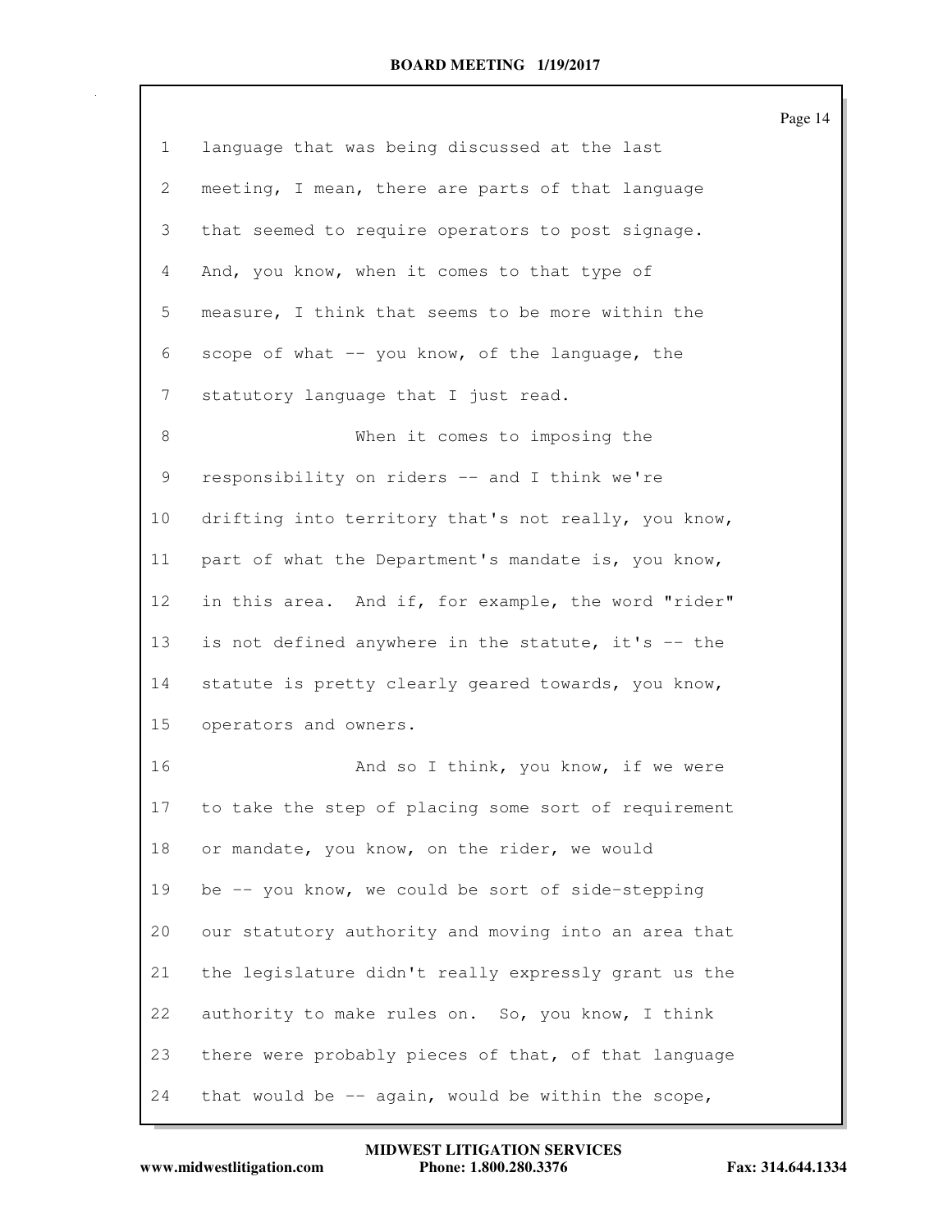language that was being discussed at the last meeting, I mean, there are parts of that language that seemed to require operators to post signage. And, you know, when it comes to that type of measure, I think that seems to be more within the scope of what -- you know, of the language, the statutory language that I just read.

When it comes to imposing the responsibility on riders -- and I think we're drifting into territory that's not really, you know, part of what the Department's mandate is, you know, in this area. And if, for example, the word "rider" is not defined anywhere in the statute, it's -- the statute is pretty clearly geared towards, you know, operators and owners.

And so I think, you know, if we were to take the step of placing some sort of requirement or mandate, you know, on the rider, we would be -- you know, we could be sort of side-stepping our statutory authority and moving into an area that the legislature didn't really expressly grant us the authority to make rules on. So, you know, I think there were probably pieces of that, of that language that would be -- again, would be within the scope,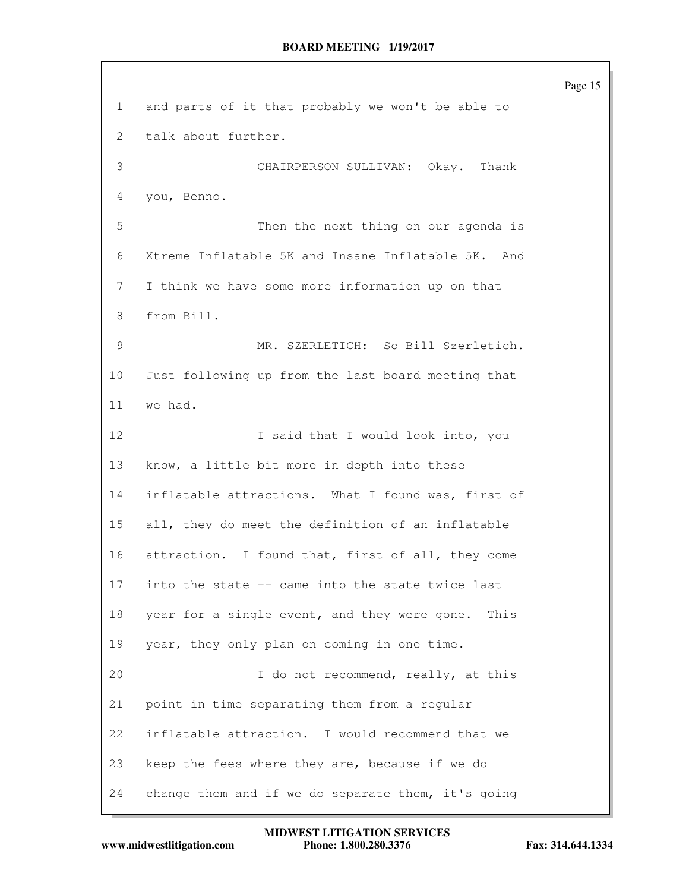and parts of it that probably we won't be able to talk about further.

CHAIRPERSON SULLIVAN: Okay. Thank you, Benno.

Then the next thing on our agenda is Xtreme Inflatable 5K and Insane Inflatable 5K. And I think we have some more information up on that from Bill.

MR. SZERLETICH: So Bill Szerletich. Just following up from the last board meeting that we had.

I said that I would look into, you know, a little bit more in depth into these inflatable attractions. What I found was, first of all, they do meet the definition of an inflatable attraction. I found that, first of all, they come into the state -- came into the state twice last year for a single event, and they were gone. This year, they only plan on coming in one time.

I do not recommend, really, at this point in time separating them from a regular inflatable attraction. I would recommend that we keep the fees where they are, because if we do change them and if we do separate them, it's going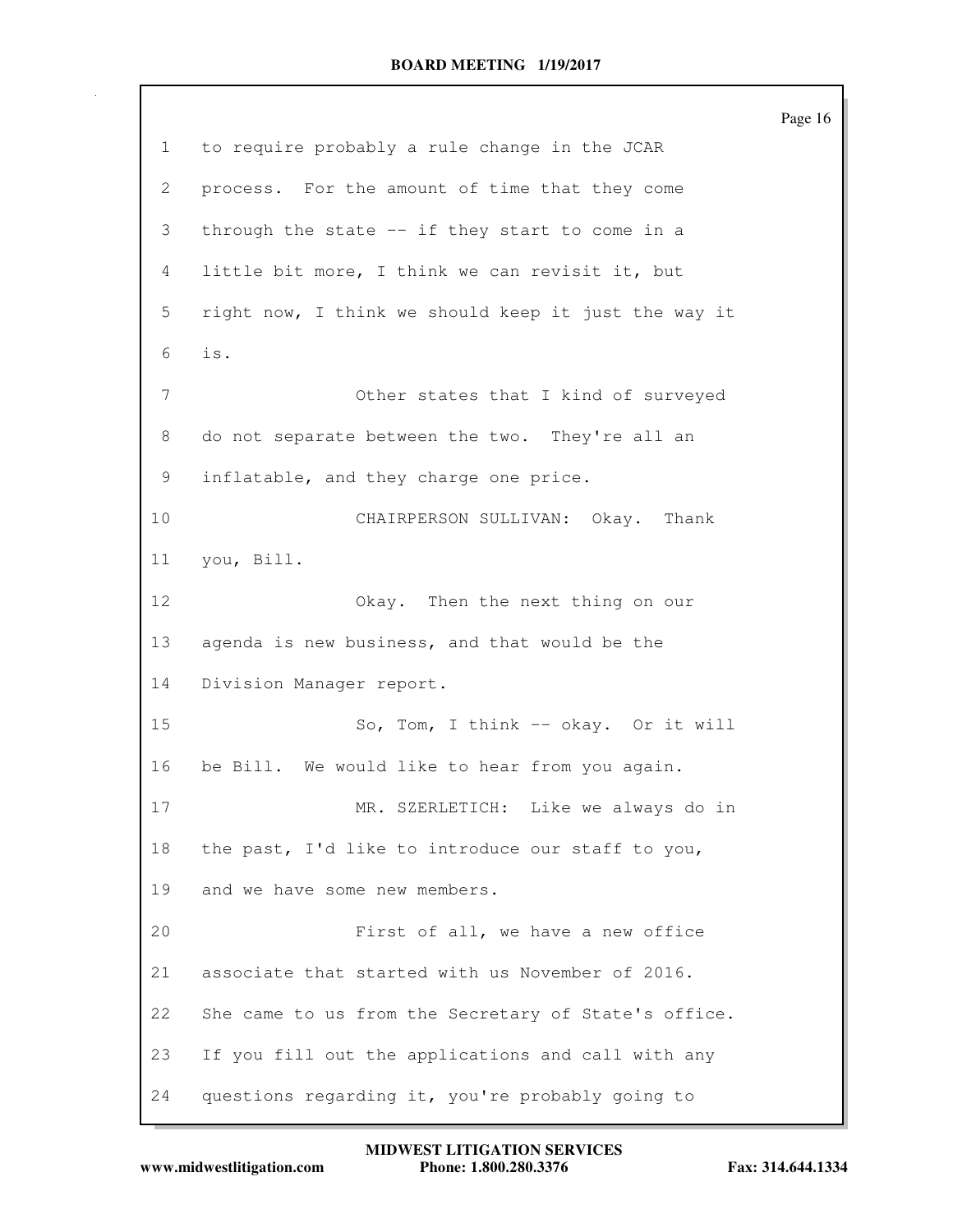1 to require probably a rule change in the JCAR

2 process. For the amount of time that they come

3 through the state -- if they start to come in a

4 little bit more, I think we can revisit it, but

5 right now, I think we should keep it just the way it

6 is.

7 Other states that I kind of surveyed

8 do not separate between the two. They're all an

9 inflatable, and they charge one price.

10 CHAIRPERSON SULLIVAN: Okay. Thank

11 you, Bill.

12 Okay. Then the next thing on our

13 agenda is new business, and that would be the

14 Division Manager report.

15 So, Tom, I think -- okay. Or it will

16 be Bill. We would like to hear from you again.

17 MR. SZERLETICH: Like we always do in

18 the past, I'd like to introduce our staff to you,

19 and we have some new members.

20 First of all, we have a new office

21 associate that started with us November of 2016.

22 She came to us from the Secretary of State's office.

23 If you fill out the applications and call with any

24 questions regarding it, you're probably going to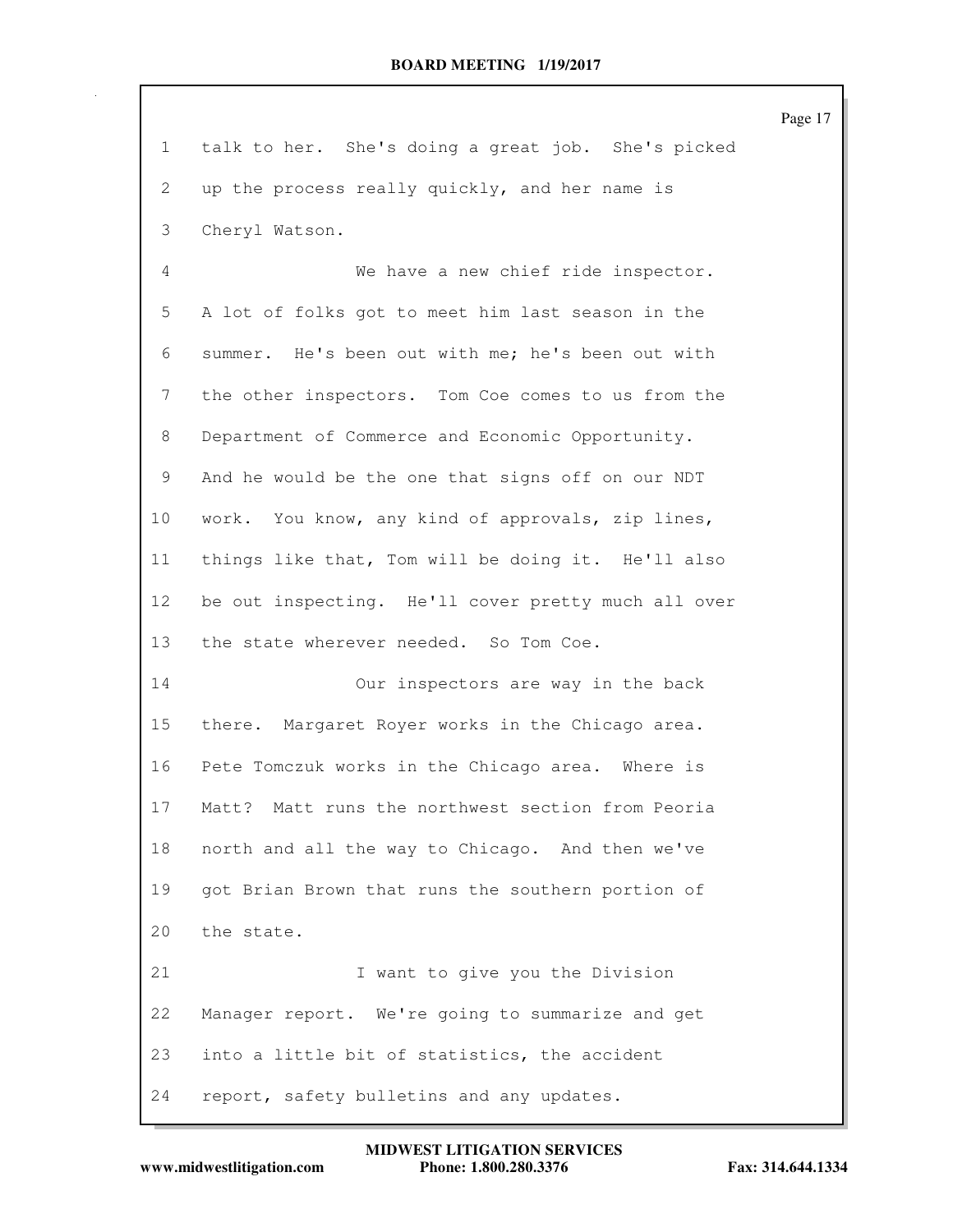talk to her. She's doing a great job. She's picked up the process really quickly, and her name is Cheryl Watson.

We have a new chief ride inspector. A lot of folks got to meet him last season in the summer. He's been out with me; he's been out with the other inspectors. Tom Coe comes to us from the Department of Commerce and Economic Opportunity. And he would be the one that signs off on our NDT work. You know, any kind of approvals, zip lines, things like that, Tom will be doing it. He'll also be out inspecting. He'll cover pretty much all over the state wherever needed. So Tom Coe.

Our inspectors are way in the back there. Margaret Royer works in the Chicago area. Pete Tomczuk works in the Chicago area. Where is Matt? Matt runs the northwest section from Peoria north and all the way to Chicago. And then we've got Brian Brown that runs the southern portion of the state.

I want to give you the Division Manager report. We're going to summarize and get into a little bit of statistics, the accident report, safety bulletins and any updates.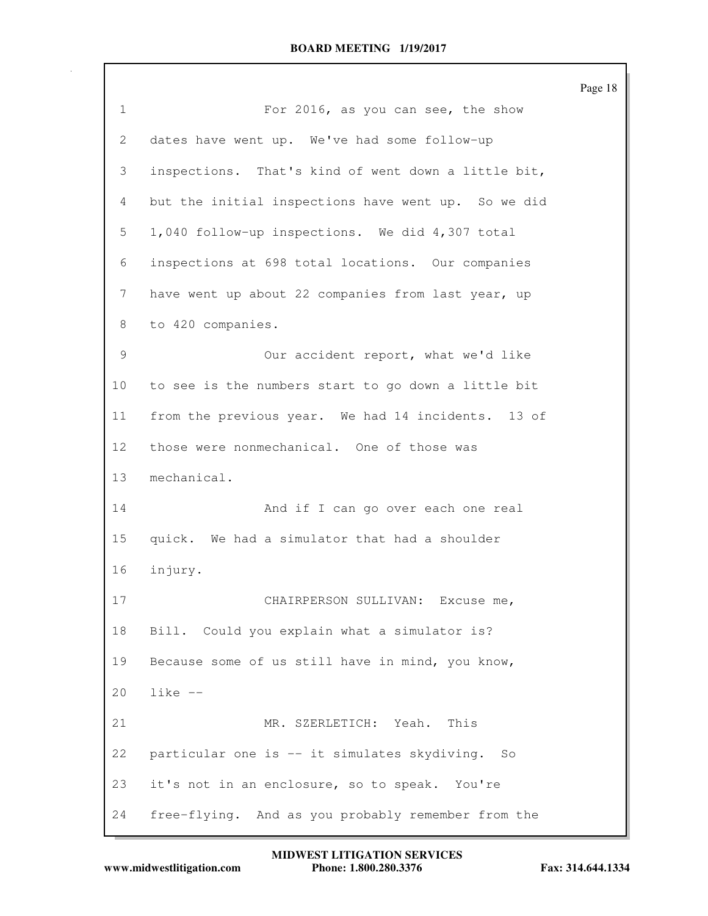For 2016, as you can see, the show dates have went up. We've had some follow-up inspections. That's kind of went down a little bit, but the initial inspections have went up. So we did 1,040 follow-up inspections. We did 4,307 total inspections at 698 total locations. Our companies have went up about 22 companies from last year, up to 420 companies.

Our accident report, what we'd like to see is the numbers start to go down a little bit from the previous year. We had 14 incidents. 13 of those were nonmechanical. One of those was mechanical.

And if I can go over each one real quick. We had a simulator that had a shoulder injury.

CHAIRPERSON SULLIVAN: Excuse me, Bill. Could you explain what a simulator is? Because some of us still have in mind, you know, like --

MR. SZERLETICH: Yeah. This particular one is -- it simulates skydiving. So it's not in an enclosure, so to speak. You're free-flying. And as you probably remember from the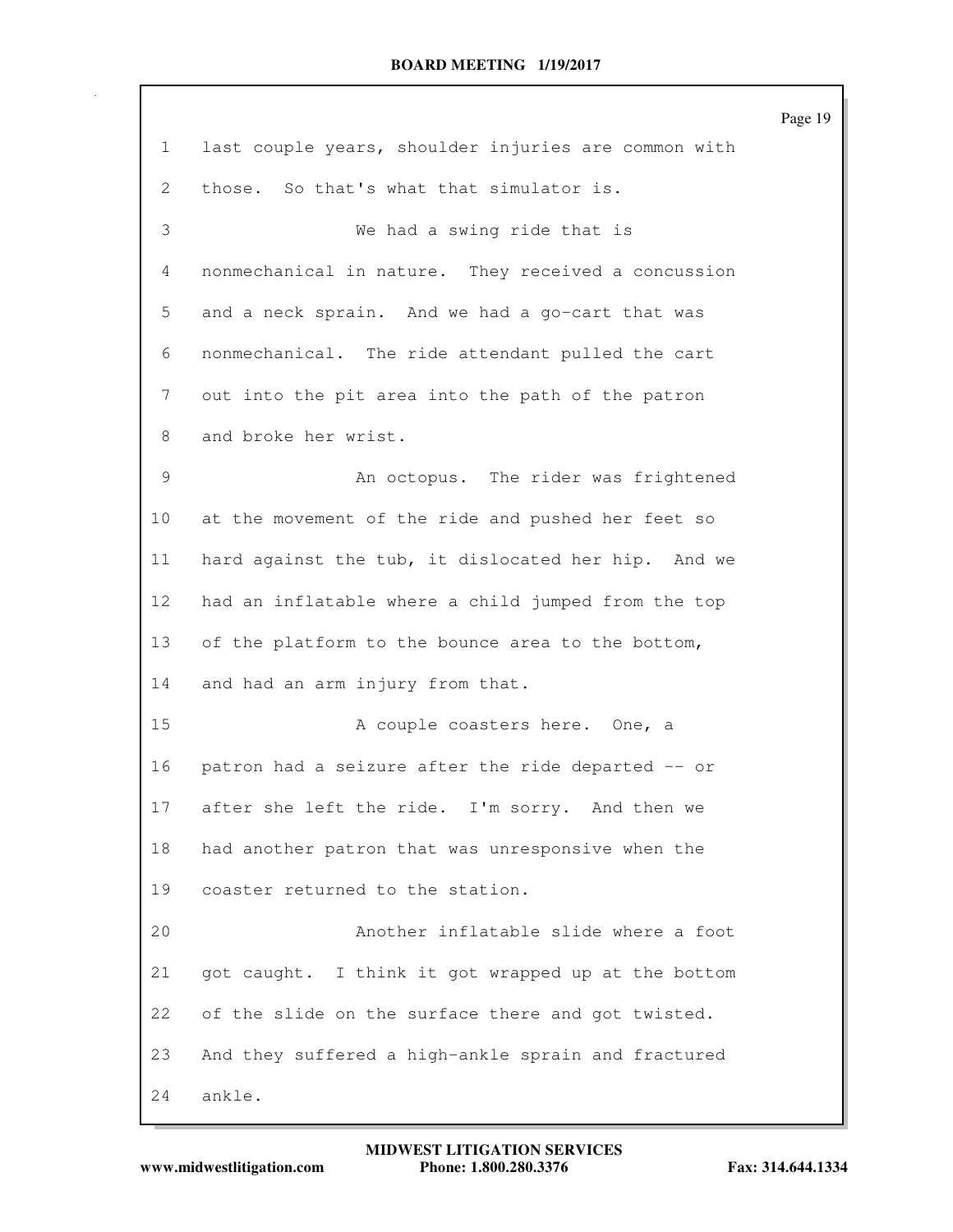last couple years, shoulder injuries are common with those. So that's what that simulator is.

We had a swing ride that is nonmechanical in nature. They received a concussion and a neck sprain. And we had a go-cart that was nonmechanical. The ride attendant pulled the cart out into the pit area into the path of the patron and broke her wrist.

An octopus. The rider was frightened at the movement of the ride and pushed her feet so hard against the tub, it dislocated her hip. And we had an inflatable where a child jumped from the top of the platform to the bounce area to the bottom, and had an arm injury from that.

A couple coasters here. One, a patron had a seizure after the ride departed -- or after she left the ride. I'm sorry. And then we had another patron that was unresponsive when the coaster returned to the station.

Another inflatable slide where a foot got caught. I think it got wrapped up at the bottom of the slide on the surface there and got twisted. And they suffered a high-ankle sprain and fractured ankle.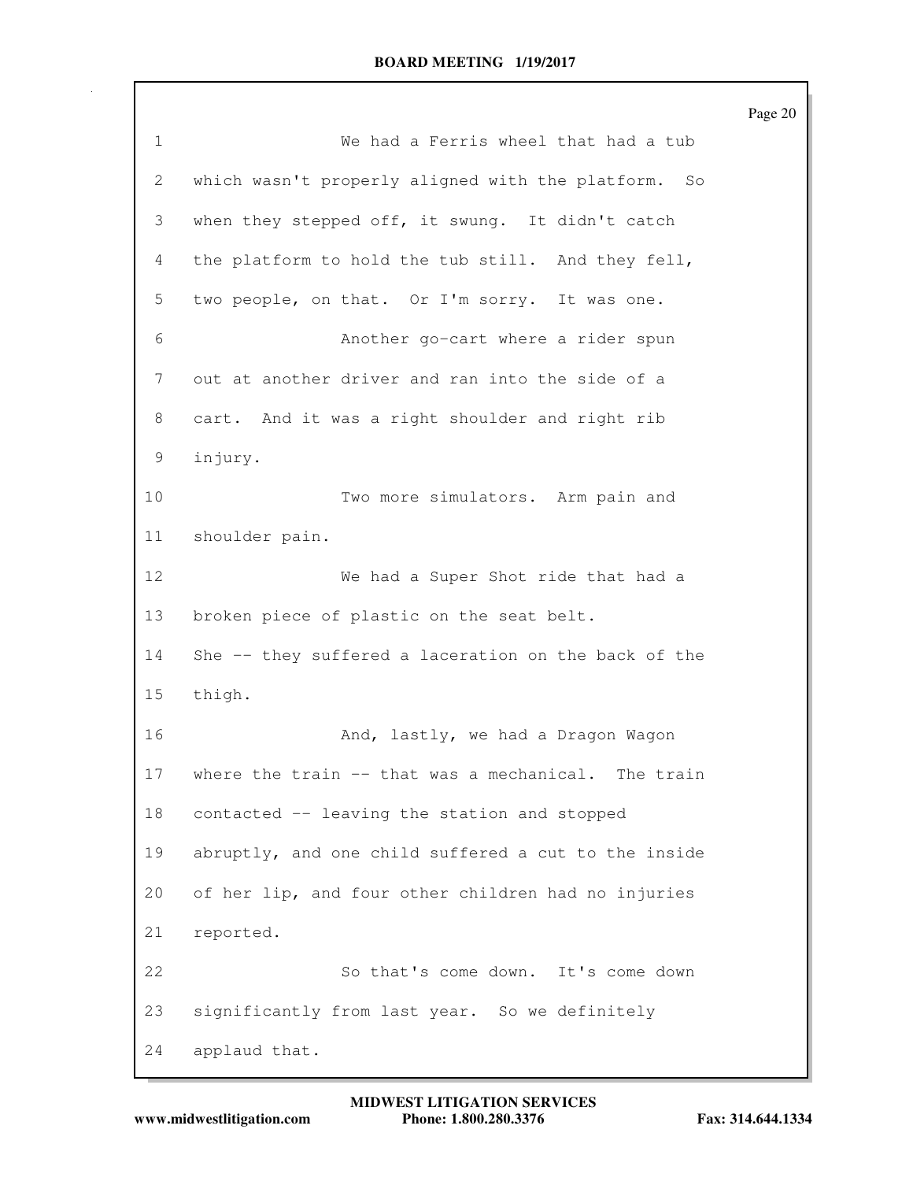We had a Ferris wheel that had a tub which wasn't properly aligned with the platform. So when they stepped off, it swung. It didn't catch the platform to hold the tub still. And they fell, two people, on that. Or I'm sorry. It was one.

Another go-cart where a rider spun out at another driver and ran into the side of a cart. And it was a right shoulder and right rib injury.

Two more simulators. Arm pain and shoulder pain.

We had a Super Shot ride that had a broken piece of plastic on the seat belt. She -- they suffered a laceration on the back of the thigh.

And, lastly, we had a Dragon Wagon where the train -- that was a mechanical. The train contacted -- leaving the station and stopped abruptly, and one child suffered a cut to the inside of her lip, and four other children had no injuries reported.

So that's come down. It's come down significantly from last year. So we definitely applaud that.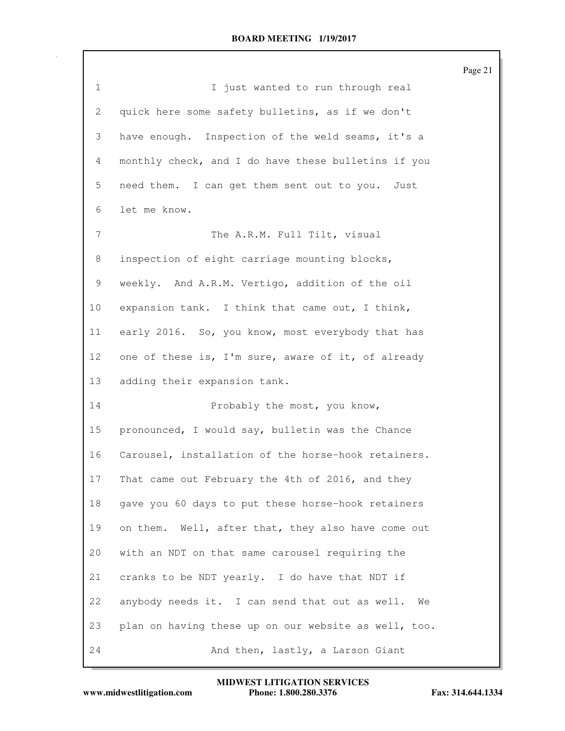I just wanted to run through real quick here some safety bulletins, as if we don't have enough. Inspection of the weld seams, it's a monthly check, and I do have these bulletins if you need them. I can get them sent out to you. Just let me know.

The A.R.M. Full Tilt, visual inspection of eight carriage mounting blocks, weekly. And A.R.M. Vertigo, addition of the oil expansion tank. I think that came out, I think, early 2016. So, you know, most everybody that has one of these is, I'm sure, aware of it, of already adding their expansion tank.

Probably the most, you know, pronounced, I would say, bulletin was the Chance Carousel, installation of the horse-hook retainers. That came out February the 4th of 2016, and they gave you 60 days to put these horse-hook retainers on them. Well, after that, they also have come out with an NDT on that same carousel requiring the cranks to be NDT yearly. I do have that NDT if anybody needs it. I can send that out as well. We plan on having these up on our website as well, too.

And then, lastly, a Larson Giant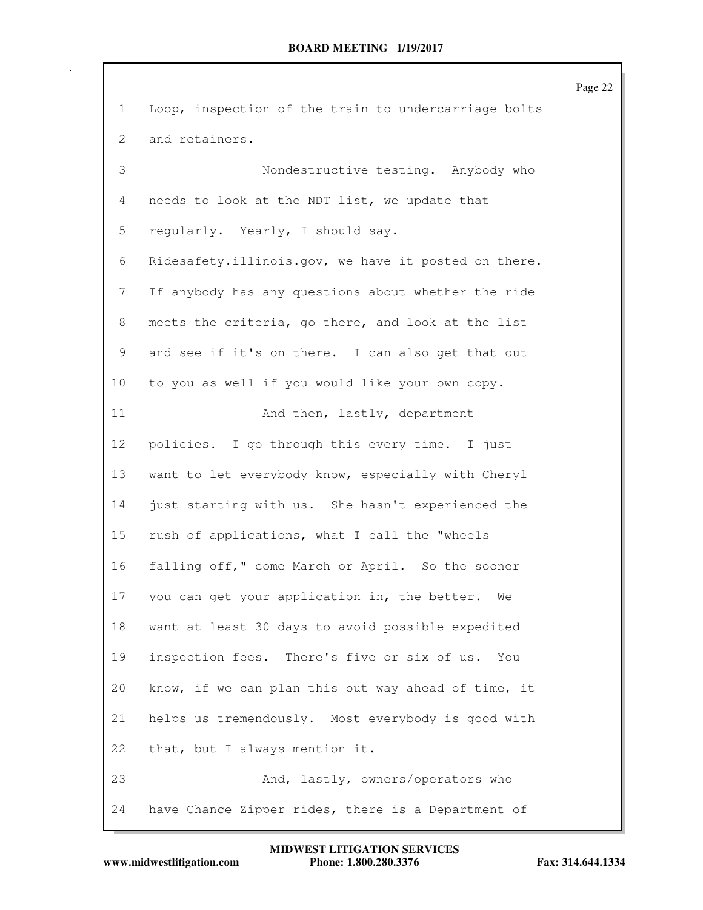Loop, inspection of the train to undercarriage bolts and retainers.

Nondestructive testing. Anybody who needs to look at the NDT list, we update that regularly. Yearly, I should say. Ridesafety.illinois.gov, we have it posted on there. If anybody has any questions about whether the ride meets the criteria, go there, and look at the list and see if it's on there. I can also get that out to you as well if you would like your own copy.

And then, lastly, department policies. I go through this every time. I just want to let everybody know, especially with Cheryl just starting with us. She hasn't experienced the rush of applications, what I call the "wheels falling off," come March or April. So the sooner you can get your application in, the better. We want at least 30 days to avoid possible expedited inspection fees. There's five or six of us. You know, if we can plan this out way ahead of time, it helps us tremendously. Most everybody is good with that, but I always mention it.

And, lastly, owners/operators who have Chance Zipper rides, there is a Department of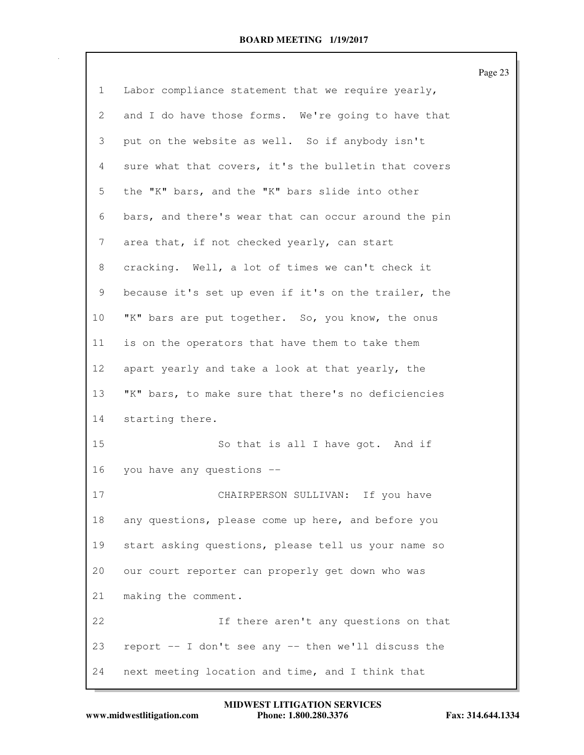1 Labor compliance statement that we require yearly,
2 and I do have those forms. We're going to have that
3 put on the website as well. So if anybody isn't
4 sure what that covers, it's the bulletin that covers
5 the "K" bars, and the "K" bars slide into other
6 bars, and there's wear that can occur around the pin
7 area that, if not checked yearly, can start
8 cracking. Well, a lot of times we can't check it
9 because it's set up even if it's on the trailer, the
10 "K" bars are put together. So, you know, the onus
11 is on the operators that have them to take them
12 apart yearly and take a look at that yearly, the
13 "K" bars, to make sure that there's no deficiencies
14 starting there.
15 So that is all I have got. And if
16 you have any questions --
17 CHAIRPERSON SULLIVAN: If you have
18 any questions, please come up here, and before you
19 start asking questions, please tell us your name so
20 our court reporter can properly get down who was
21 making the comment.
22 If there aren't any questions on that
23 report -- I don't see any -- then we'll discuss the
24 next meeting location and time, and I think that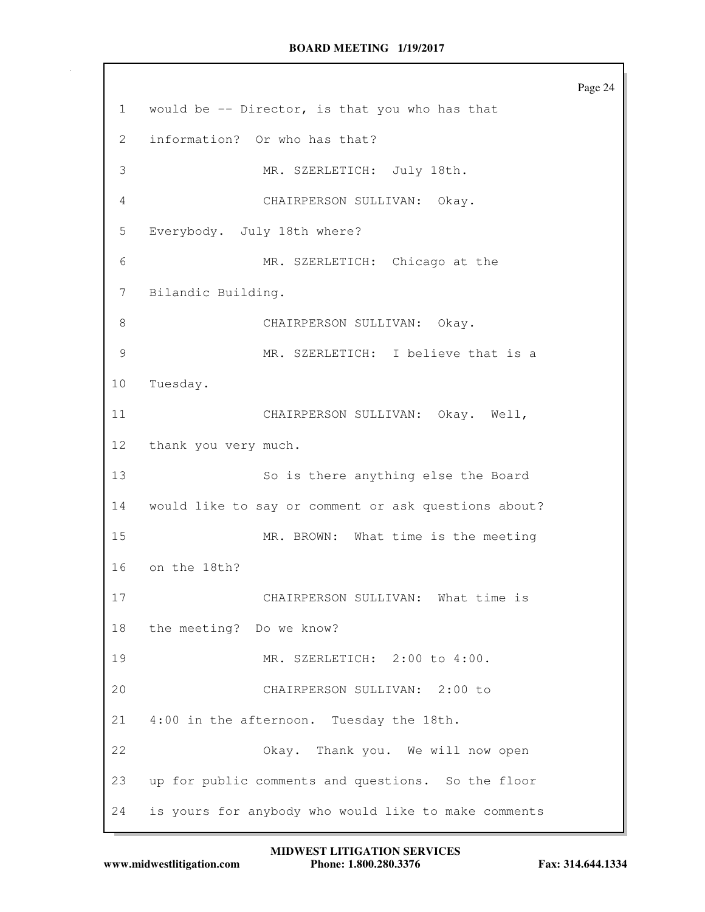1 would be -- Director, is that you who has that

2 information? Or who has that?

3 MR. SZERLETICH: July 18th.

4 CHAIRPERSON SULLIVAN: Okay.

5 Everybody. July 18th where?

6 MR. SZERLETICH: Chicago at the

7 Bilandic Building.

8 CHAIRPERSON SULLIVAN: Okay.

9 MR. SZERLETICH: I believe that is a

10 Tuesday.

11 CHAIRPERSON SULLIVAN: Okay. Well,

12 thank you very much.

13 So is there anything else the Board

14 would like to say or comment or ask questions about?

15 MR. BROWN: What time is the meeting

16 on the 18th?

17 CHAIRPERSON SULLIVAN: What time is

18 the meeting? Do we know?

19 MR. SZERLETICH: 2:00 to 4:00.

20 CHAIRPERSON SULLIVAN: 2:00 to

21 4:00 in the afternoon. Tuesday the 18th.

22 Okay. Thank you. We will now open

23 up for public comments and questions. So the floor

24 is yours for anybody who would like to make comments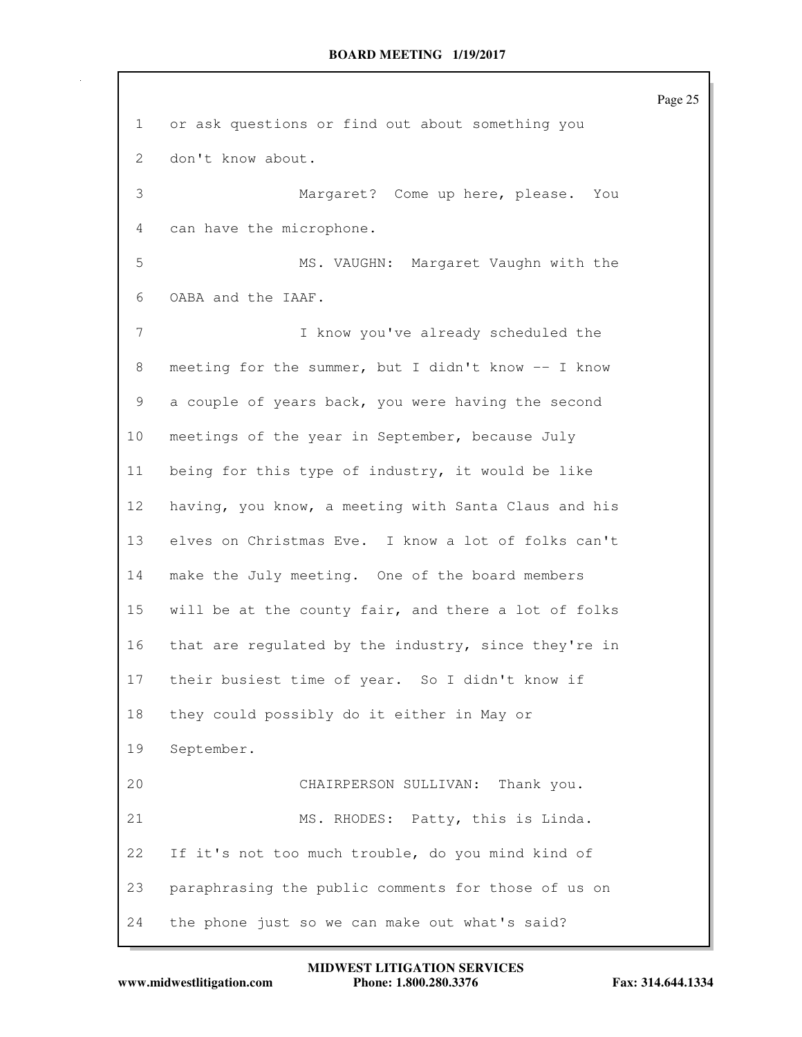or ask questions or find out about something you don't know about.

Margaret? Come up here, please. You can have the microphone.

MS. VAUGHN: Margaret Vaughn with the OABA and the IAAF.

I know you've already scheduled the meeting for the summer, but I didn't know -- I know a couple of years back, you were having the second meetings of the year in September, because July being for this type of industry, it would be like having, you know, a meeting with Santa Claus and his elves on Christmas Eve. I know a lot of folks can't make the July meeting. One of the board members will be at the county fair, and there a lot of folks that are regulated by the industry, since they're in their busiest time of year. So I didn't know if they could possibly do it either in May or September.

CHAIRPERSON SULLIVAN: Thank you.

MS. RHODES: Patty, this is Linda. If it's not too much trouble, do you mind kind of paraphrasing the public comments for those of us on the phone just so we can make out what's said?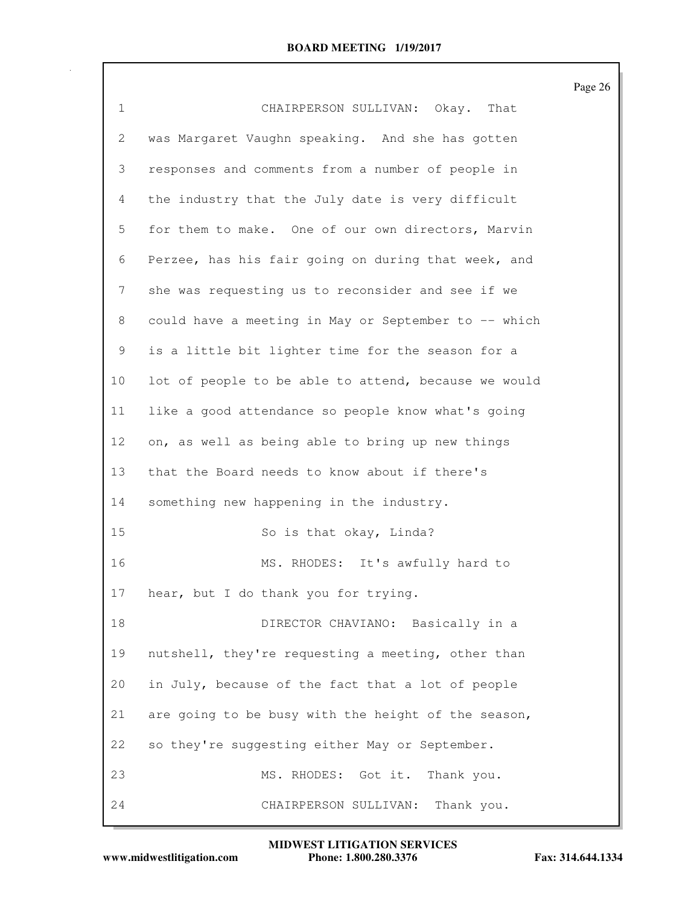CHAIRPERSON SULLIVAN: Okay. That was Margaret Vaughn speaking. And she has gotten responses and comments from a number of people in the industry that the July date is very difficult for them to make. One of our own directors, Marvin Perzee, has his fair going on during that week, and she was requesting us to reconsider and see if we could have a meeting in May or September to -- which is a little bit lighter time for the season for a lot of people to be able to attend, because we would like a good attendance so people know what's going on, as well as being able to bring up new things that the Board needs to know about if there's something new happening in the industry.

So is that okay, Linda?

MS. RHODES: It's awfully hard to hear, but I do thank you for trying.

DIRECTOR CHAVIANO: Basically in a nutshell, they're requesting a meeting, other than in July, because of the fact that a lot of people are going to be busy with the height of the season, so they're suggesting either May or September.

MS. RHODES: Got it. Thank you.

CHAIRPERSON SULLIVAN: Thank you.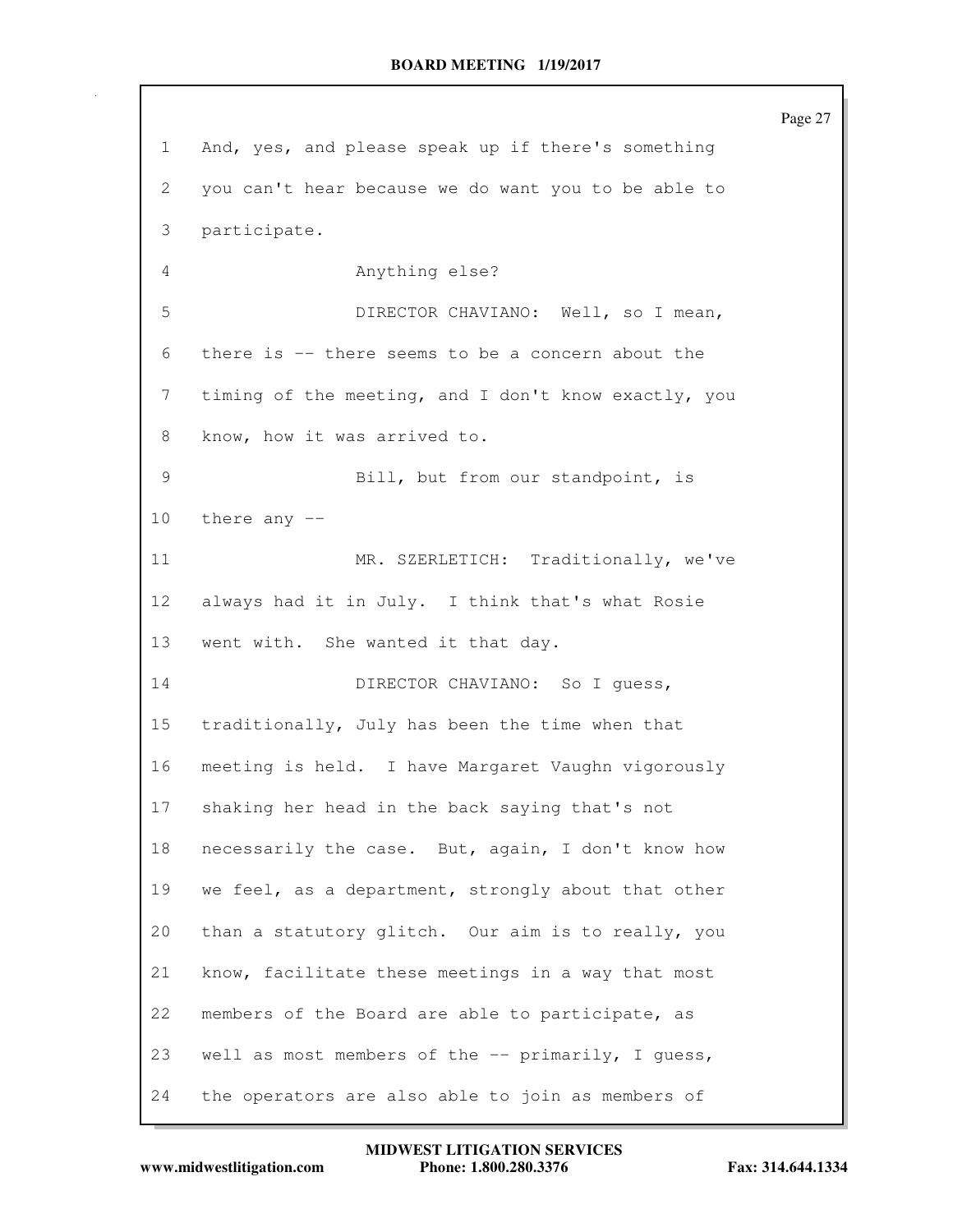And, yes, and please speak up if there's something you can't hear because we do want you to be able to participate.

Anything else?

DIRECTOR CHAVIANO: Well, so I mean, there is -- there seems to be a concern about the timing of the meeting, and I don't know exactly, you know, how it was arrived to.

Bill, but from our standpoint, is there any --

MR. SZERLETICH: Traditionally, we've always had it in July. I think that's what Rosie went with. She wanted it that day.

DIRECTOR CHAVIANO: So I guess, traditionally, July has been the time when that meeting is held. I have Margaret Vaughn vigorously shaking her head in the back saying that's not necessarily the case. But, again, I don't know how we feel, as a department, strongly about that other than a statutory glitch. Our aim is to really, you know, facilitate these meetings in a way that most members of the Board are able to participate, as well as most members of the -- primarily, I guess, the operators are also able to join as members of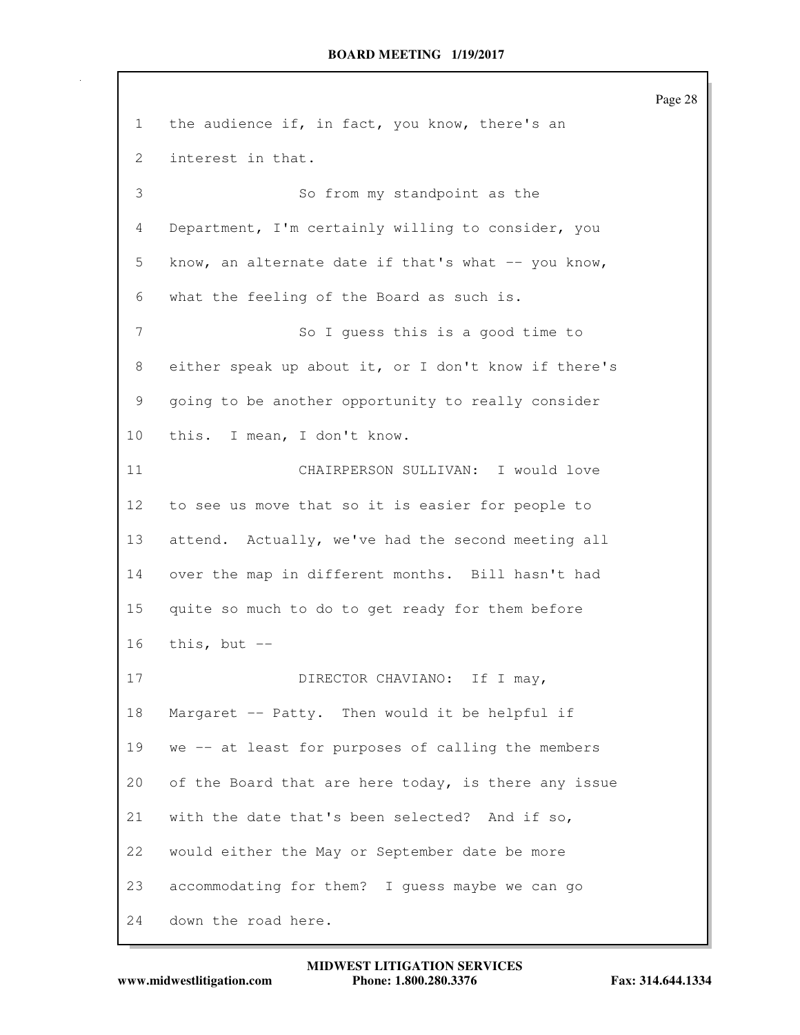1 the audience if, in fact, you know, there's an

2 interest in that.

3 So from my standpoint as the

4 Department, I'm certainly willing to consider, you

5 know, an alternate date if that's what -- you know,

6 what the feeling of the Board as such is.

7 So I guess this is a good time to

8 either speak up about it, or I don't know if there's

9 going to be another opportunity to really consider

10 this. I mean, I don't know.

11 CHAIRPERSON SULLIVAN: I would love

12 to see us move that so it is easier for people to

13 attend. Actually, we've had the second meeting all

14 over the map in different months. Bill hasn't had

15 quite so much to do to get ready for them before

16 this, but --

17 DIRECTOR CHAVIANO: If I may,

18 Margaret -- Patty. Then would it be helpful if

19 we -- at least for purposes of calling the members

20 of the Board that are here today, is there any issue

21 with the date that's been selected? And if so,

22 would either the May or September date be more

23 accommodating for them? I guess maybe we can go

24 down the road here.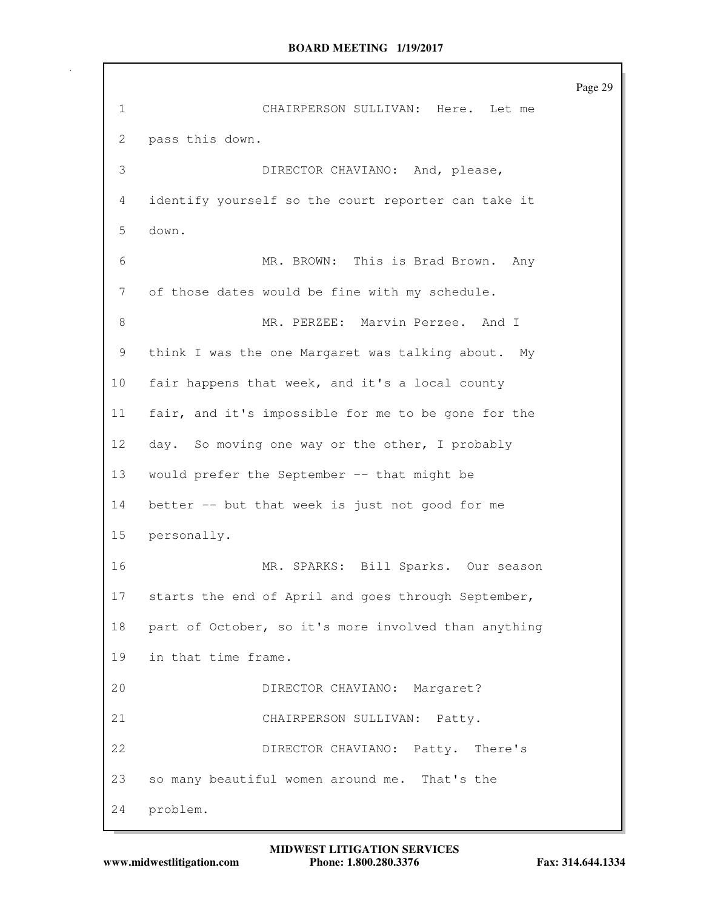CHAIRPERSON SULLIVAN: Here. Let me pass this down.

DIRECTOR CHAVIANO: And, please, identify yourself so the court reporter can take it down.

MR. BROWN: This is Brad Brown. Any of those dates would be fine with my schedule.

MR. PERZEE: Marvin Perzee. And I think I was the one Margaret was talking about. My fair happens that week, and it's a local county fair, and it's impossible for me to be gone for the day. So moving one way or the other, I probably would prefer the September -- that might be better -- but that week is just not good for me personally.

MR. SPARKS: Bill Sparks. Our season starts the end of April and goes through September, part of October, so it's more involved than anything in that time frame.

DIRECTOR CHAVIANO: Margaret?

CHAIRPERSON SULLIVAN: Patty.

DIRECTOR CHAVIANO: Patty. There's so many beautiful women around me. That's the problem.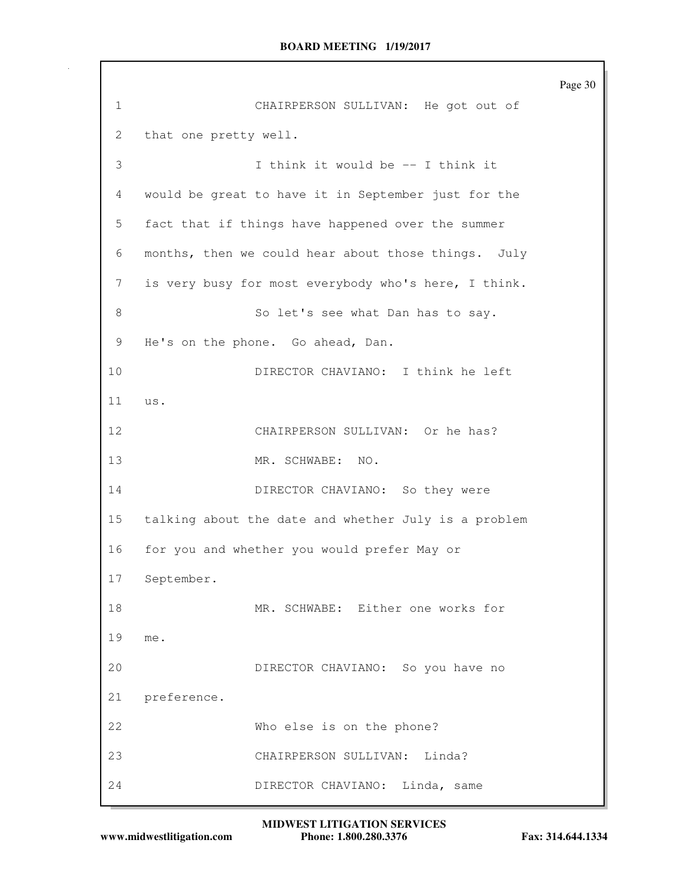1 CHAIRPERSON SULLIVAN: He got out of
2 that one pretty well.
3 I think it would be -- I think it
4 would be great to have it in September just for the
5 fact that if things have happened over the summer
6 months, then we could hear about those things. July
7 is very busy for most everybody who's here, I think.
8 So let's see what Dan has to say.
9 He's on the phone. Go ahead, Dan.
10 DIRECTOR CHAVIANO: I think he left
11 us.
12 CHAIRPERSON SULLIVAN: Or he has?
13 MR. SCHWABE: NO.
14 DIRECTOR CHAVIANO: So they were
15 talking about the date and whether July is a problem
16 for you and whether you would prefer May or
17 September.
18 MR. SCHWABE: Either one works for
19 me.
20 DIRECTOR CHAVIANO: So you have no
21 preference.
22 Who else is on the phone?
23 CHAIRPERSON SULLIVAN: Linda?
24 DIRECTOR CHAVIANO: Linda, same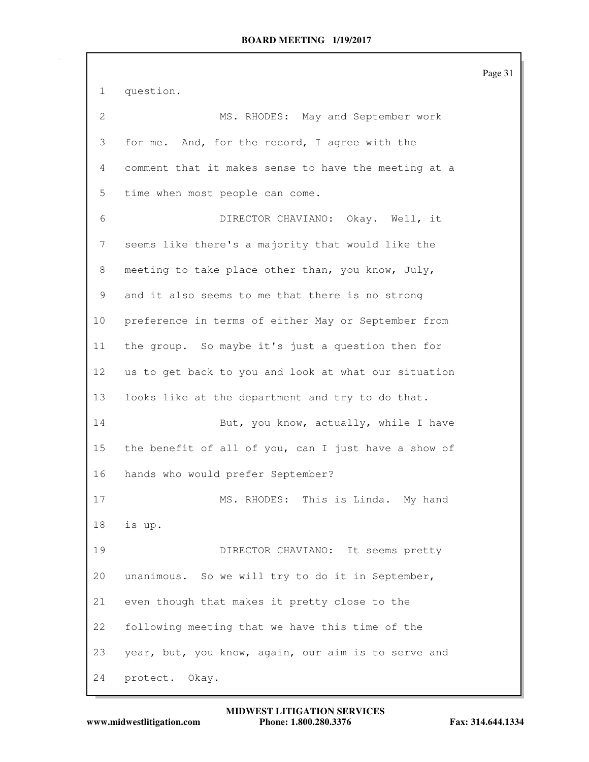question.

MS. RHODES: May and September work for me. And, for the record, I agree with the comment that it makes sense to have the meeting at a time when most people can come.

DIRECTOR CHAVIANO: Okay. Well, it seems like there's a majority that would like the meeting to take place other than, you know, July, and it also seems to me that there is no strong preference in terms of either May or September from the group. So maybe it's just a question then for us to get back to you and look at what our situation looks like at the department and try to do that.

But, you know, actually, while I have the benefit of all of you, can I just have a show of hands who would prefer September?

MS. RHODES: This is Linda. My hand is up.

DIRECTOR CHAVIANO: It seems pretty unanimous. So we will try to do it in September, even though that makes it pretty close to the following meeting that we have this time of the year, but, you know, again, our aim is to serve and protect. Okay.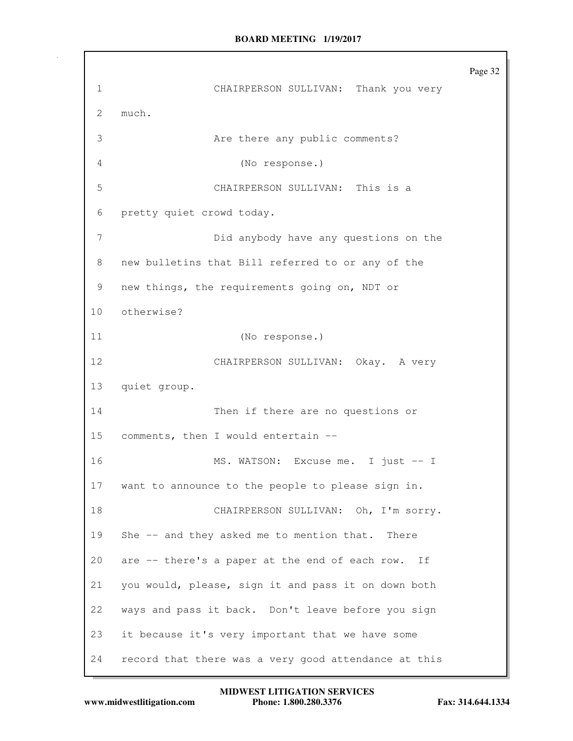CHAIRPERSON SULLIVAN: Thank you very much.

Are there any public comments?

(No response.)

CHAIRPERSON SULLIVAN: This is a pretty quiet crowd today.

Did anybody have any questions on the new bulletins that Bill referred to or any of the new things, the requirements going on, NDT or otherwise?

(No response.)

CHAIRPERSON SULLIVAN: Okay. A very quiet group.

Then if there are no questions or comments, then I would entertain --

MS. WATSON: Excuse me. I just -- I want to announce to the people to please sign in.

CHAIRPERSON SULLIVAN: Oh, I'm sorry. She -- and they asked me to mention that. There are -- there's a paper at the end of each row. If you would, please, sign it and pass it on down both ways and pass it back. Don't leave before you sign it because it's very important that we have some record that there was a very good attendance at this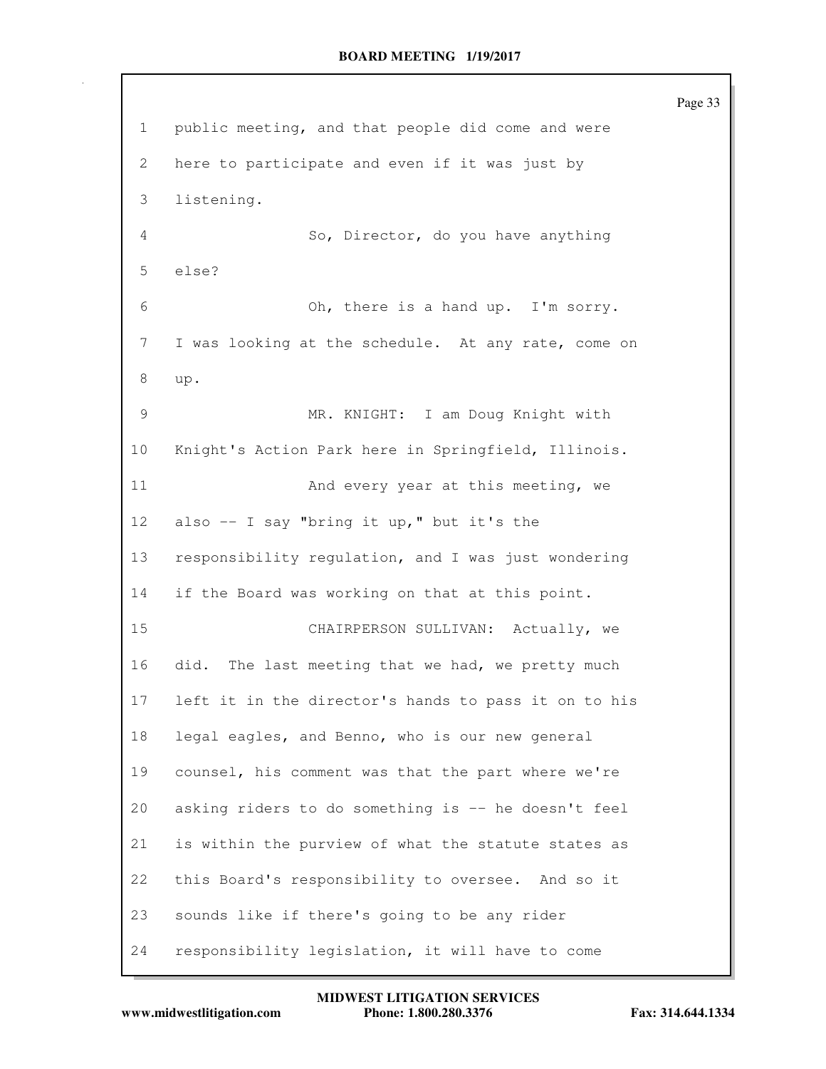public meeting, and that people did come and were here to participate and even if it was just by listening.

So, Director, do you have anything else?

Oh, there is a hand up. I'm sorry. I was looking at the schedule. At any rate, come on up.

MR. KNIGHT: I am Doug Knight with Knight's Action Park here in Springfield, Illinois.

And every year at this meeting, we also -- I say "bring it up," but it's the responsibility regulation, and I was just wondering if the Board was working on that at this point.

CHAIRPERSON SULLIVAN: Actually, we did. The last meeting that we had, we pretty much left it in the director's hands to pass it on to his legal eagles, and Benno, who is our new general counsel, his comment was that the part where we're asking riders to do something is -- he doesn't feel is within the purview of what the statute states as this Board's responsibility to oversee. And so it sounds like if there's going to be any rider responsibility legislation, it will have to come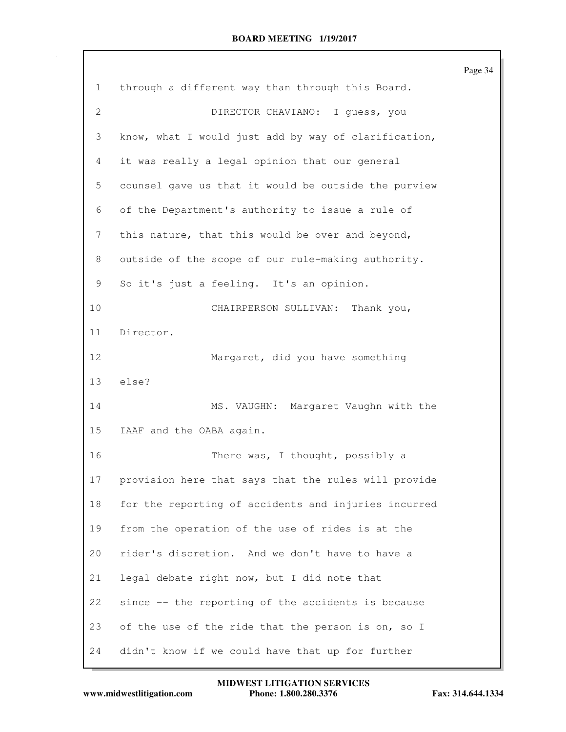through a different way than through this Board.

DIRECTOR CHAVIANO: I guess, you know, what I would just add by way of clarification, it was really a legal opinion that our general counsel gave us that it would be outside the purview of the Department's authority to issue a rule of this nature, that this would be over and beyond, outside of the scope of our rule-making authority. So it's just a feeling. It's an opinion.

CHAIRPERSON SULLIVAN: Thank you, Director.

Margaret, did you have something else?

MS. VAUGHN: Margaret Vaughn with the IAAF and the OABA again.

There was, I thought, possibly a provision here that says that the rules will provide for the reporting of accidents and injuries incurred from the operation of the use of rides is at the rider's discretion. And we don't have to have a legal debate right now, but I did note that since -- the reporting of the accidents is because of the use of the ride that the person is on, so I didn't know if we could have that up for further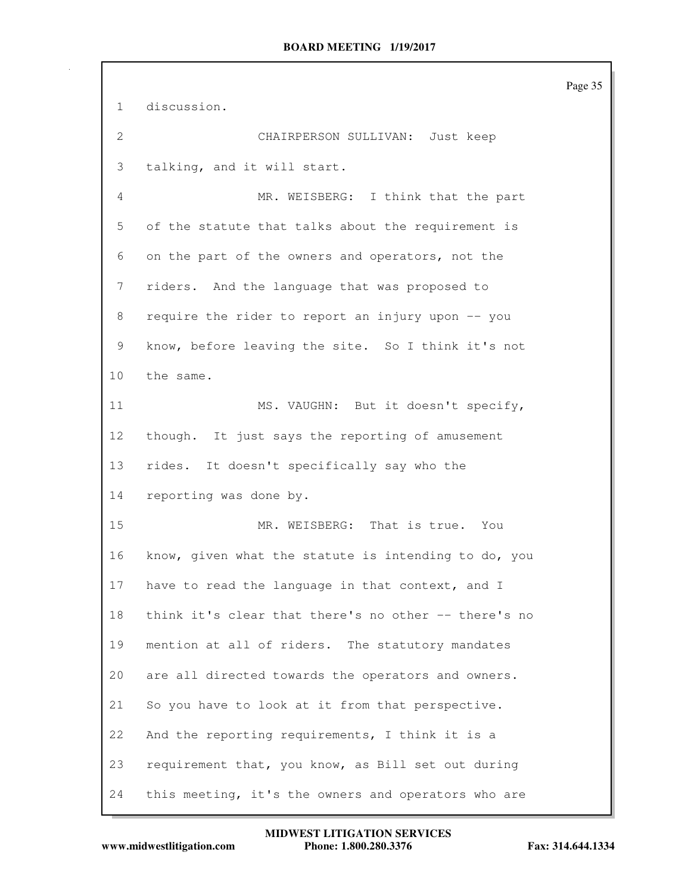1 discussion.

2 CHAIRPERSON SULLIVAN: Just keep

3 talking, and it will start.

4 MR. WEISBERG: I think that the part

5 of the statute that talks about the requirement is

6 on the part of the owners and operators, not the

7 riders. And the language that was proposed to

8 require the rider to report an injury upon -- you

9 know, before leaving the site. So I think it's not

10 the same.

11 MS. VAUGHN: But it doesn't specify,

12 though. It just says the reporting of amusement

13 rides. It doesn't specifically say who the

14 reporting was done by.

15 MR. WEISBERG: That is true. You

16 know, given what the statute is intending to do, you

17 have to read the language in that context, and I

18 think it's clear that there's no other -- there's no

19 mention at all of riders. The statutory mandates

20 are all directed towards the operators and owners.

21 So you have to look at it from that perspective.

22 And the reporting requirements, I think it is a

23 requirement that, you know, as Bill set out during

24 this meeting, it's the owners and operators who are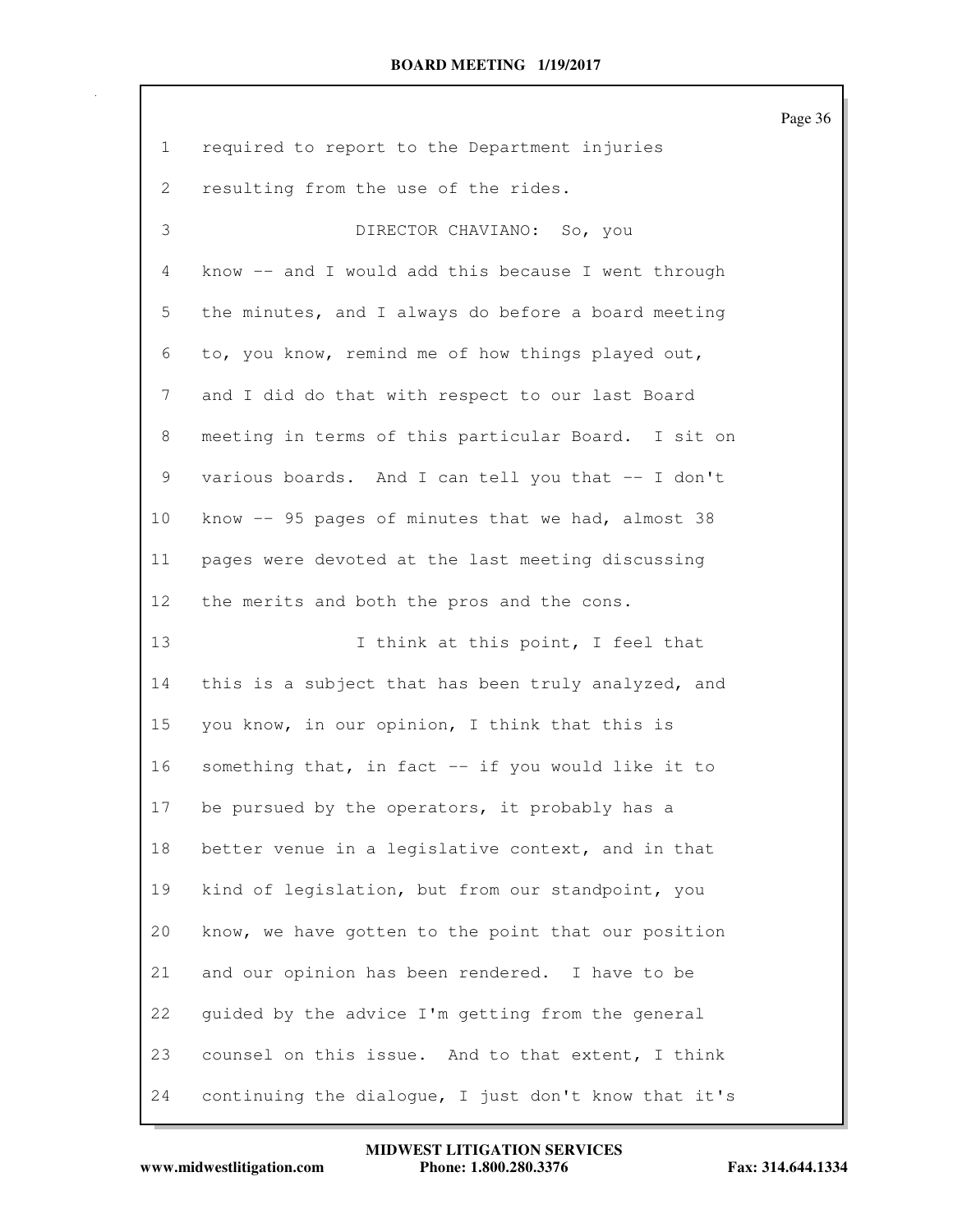required to report to the Department injuries resulting from the use of the rides.

DIRECTOR CHAVIANO: So, you know -- and I would add this because I went through the minutes, and I always do before a board meeting to, you know, remind me of how things played out, and I did do that with respect to our last Board meeting in terms of this particular Board. I sit on various boards. And I can tell you that -- I don't know -- 95 pages of minutes that we had, almost 38 pages were devoted at the last meeting discussing the merits and both the pros and the cons.

I think at this point, I feel that this is a subject that has been truly analyzed, and you know, in our opinion, I think that this is something that, in fact -- if you would like it to be pursued by the operators, it probably has a better venue in a legislative context, and in that kind of legislation, but from our standpoint, you know, we have gotten to the point that our position and our opinion has been rendered. I have to be guided by the advice I'm getting from the general counsel on this issue. And to that extent, I think continuing the dialogue, I just don't know that it's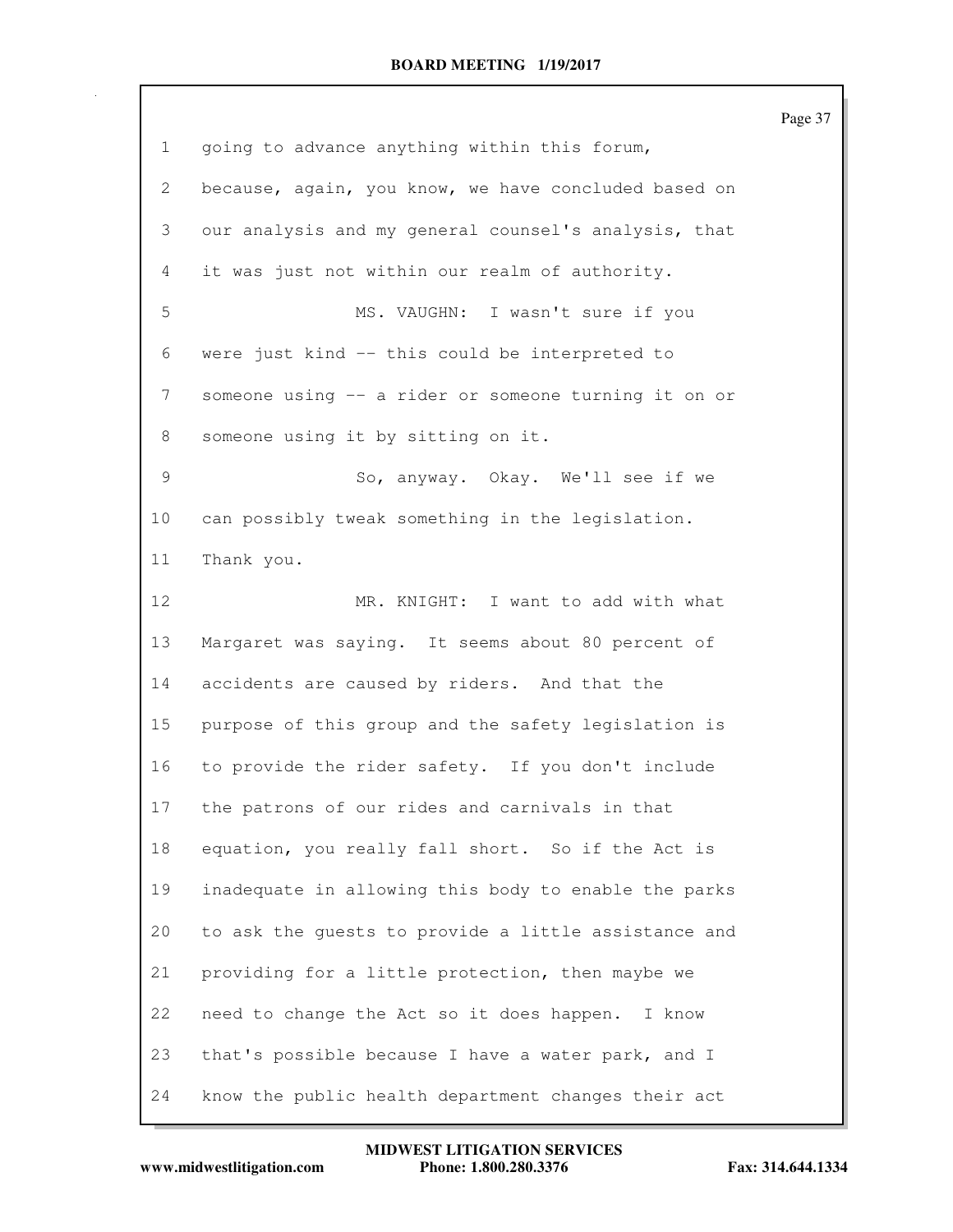going to advance anything within this forum, because, again, you know, we have concluded based on our analysis and my general counsel's analysis, that it was just not within our realm of authority.

MS. VAUGHN: I wasn't sure if you were just kind -- this could be interpreted to someone using -- a rider or someone turning it on or someone using it by sitting on it.

So, anyway. Okay. We'll see if we can possibly tweak something in the legislation. Thank you.

MR. KNIGHT: I want to add with what Margaret was saying. It seems about 80 percent of accidents are caused by riders. And that the purpose of this group and the safety legislation is to provide the rider safety. If you don't include the patrons of our rides and carnivals in that equation, you really fall short. So if the Act is inadequate in allowing this body to enable the parks to ask the guests to provide a little assistance and providing for a little protection, then maybe we need to change the Act so it does happen. I know that's possible because I have a water park, and I know the public health department changes their act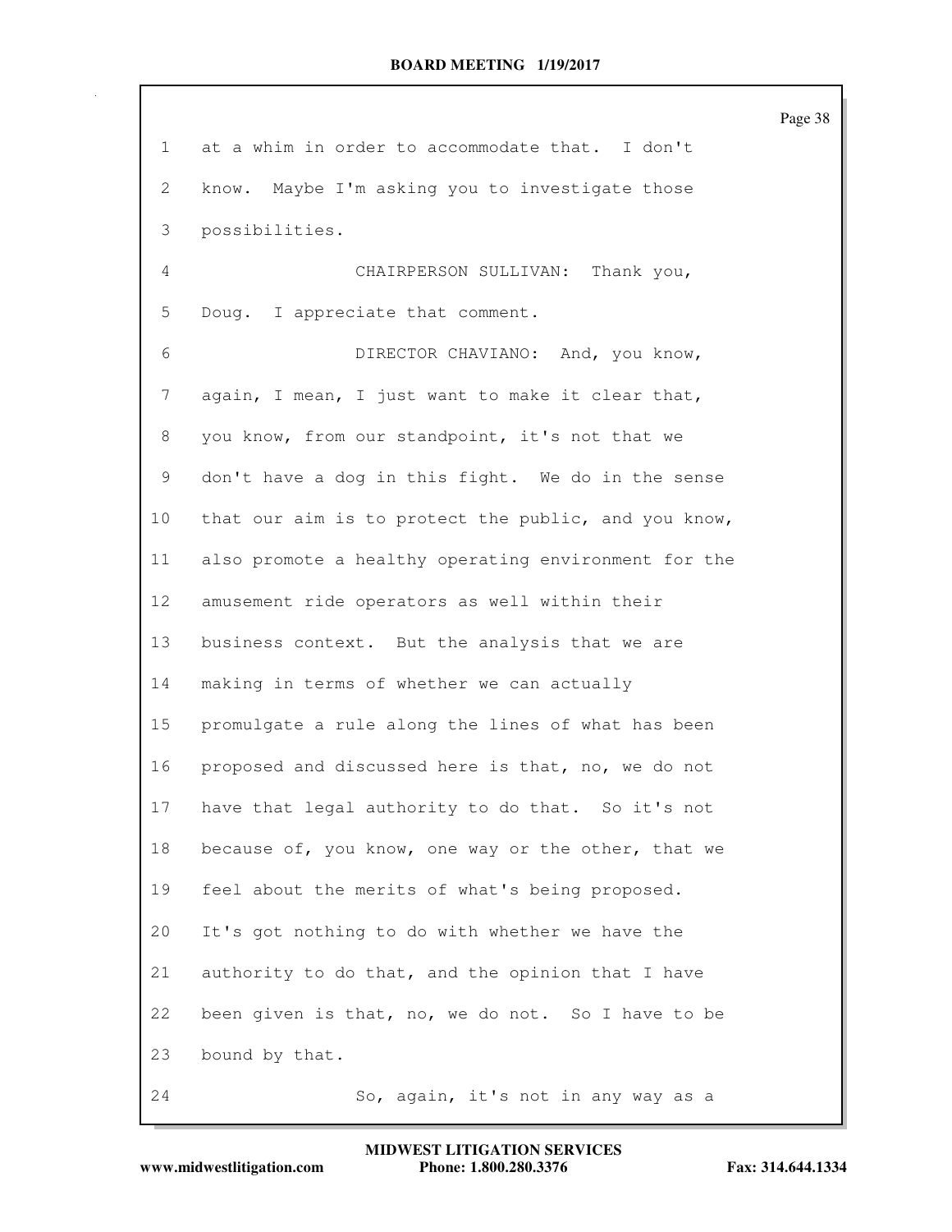at a whim in order to accommodate that. I don't know. Maybe I'm asking you to investigate those possibilities.

CHAIRPERSON SULLIVAN: Thank you, Doug. I appreciate that comment.

DIRECTOR CHAVIANO: And, you know, again, I mean, I just want to make it clear that, you know, from our standpoint, it's not that we don't have a dog in this fight. We do in the sense that our aim is to protect the public, and you know, also promote a healthy operating environment for the amusement ride operators as well within their business context. But the analysis that we are making in terms of whether we can actually promulgate a rule along the lines of what has been proposed and discussed here is that, no, we do not have that legal authority to do that. So it's not because of, you know, one way or the other, that we feel about the merits of what's being proposed. It's got nothing to do with whether we have the authority to do that, and the opinion that I have been given is that, no, we do not. So I have to be bound by that.

So, again, it's not in any way as a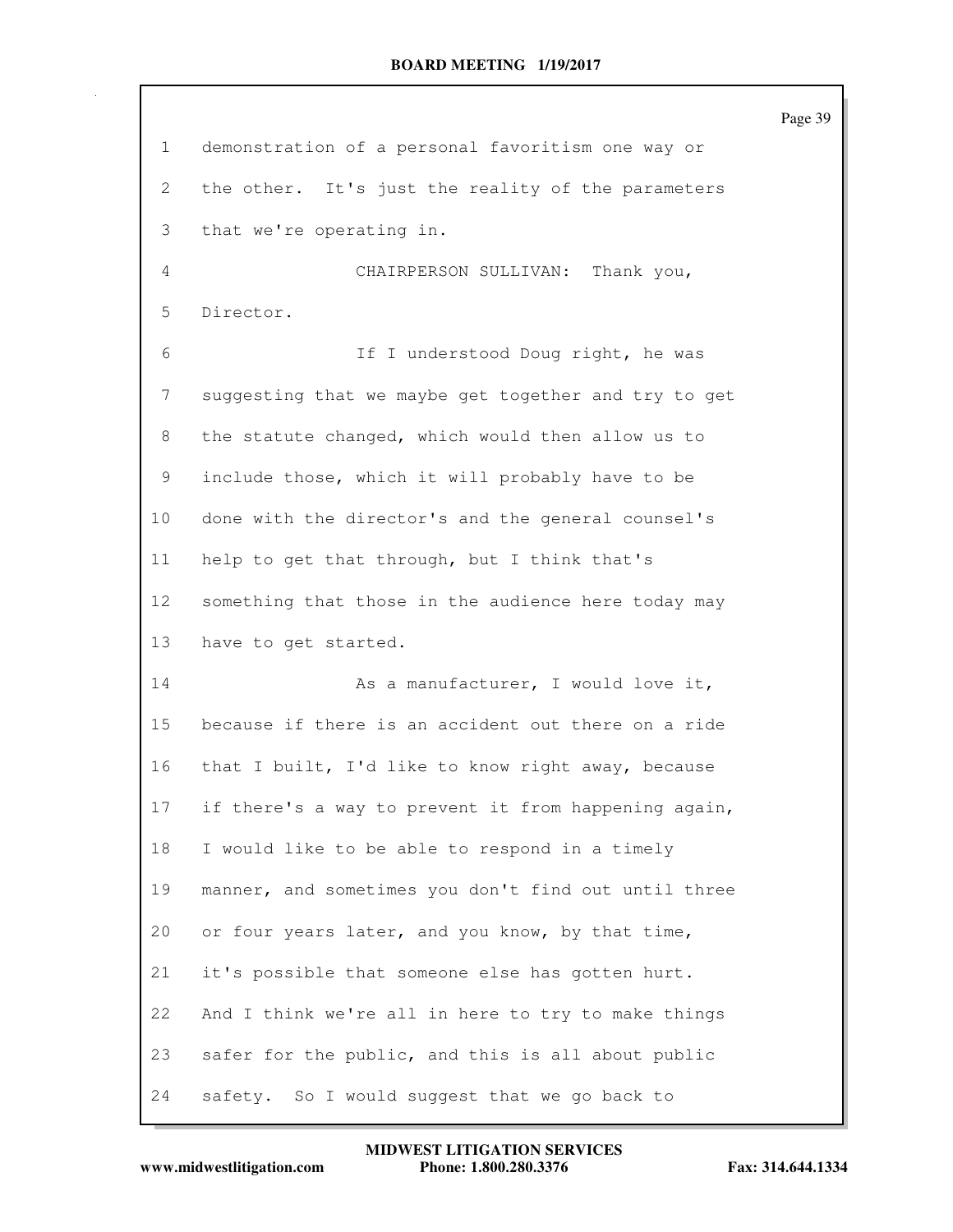demonstration of a personal favoritism one way or the other. It's just the reality of the parameters that we're operating in.

CHAIRPERSON SULLIVAN: Thank you, Director.

If I understood Doug right, he was suggesting that we maybe get together and try to get the statute changed, which would then allow us to include those, which it will probably have to be done with the director's and the general counsel's help to get that through, but I think that's something that those in the audience here today may have to get started.

As a manufacturer, I would love it, because if there is an accident out there on a ride that I built, I'd like to know right away, because if there's a way to prevent it from happening again, I would like to be able to respond in a timely manner, and sometimes you don't find out until three or four years later, and you know, by that time, it's possible that someone else has gotten hurt. And I think we're all in here to try to make things safer for the public, and this is all about public safety. So I would suggest that we go back to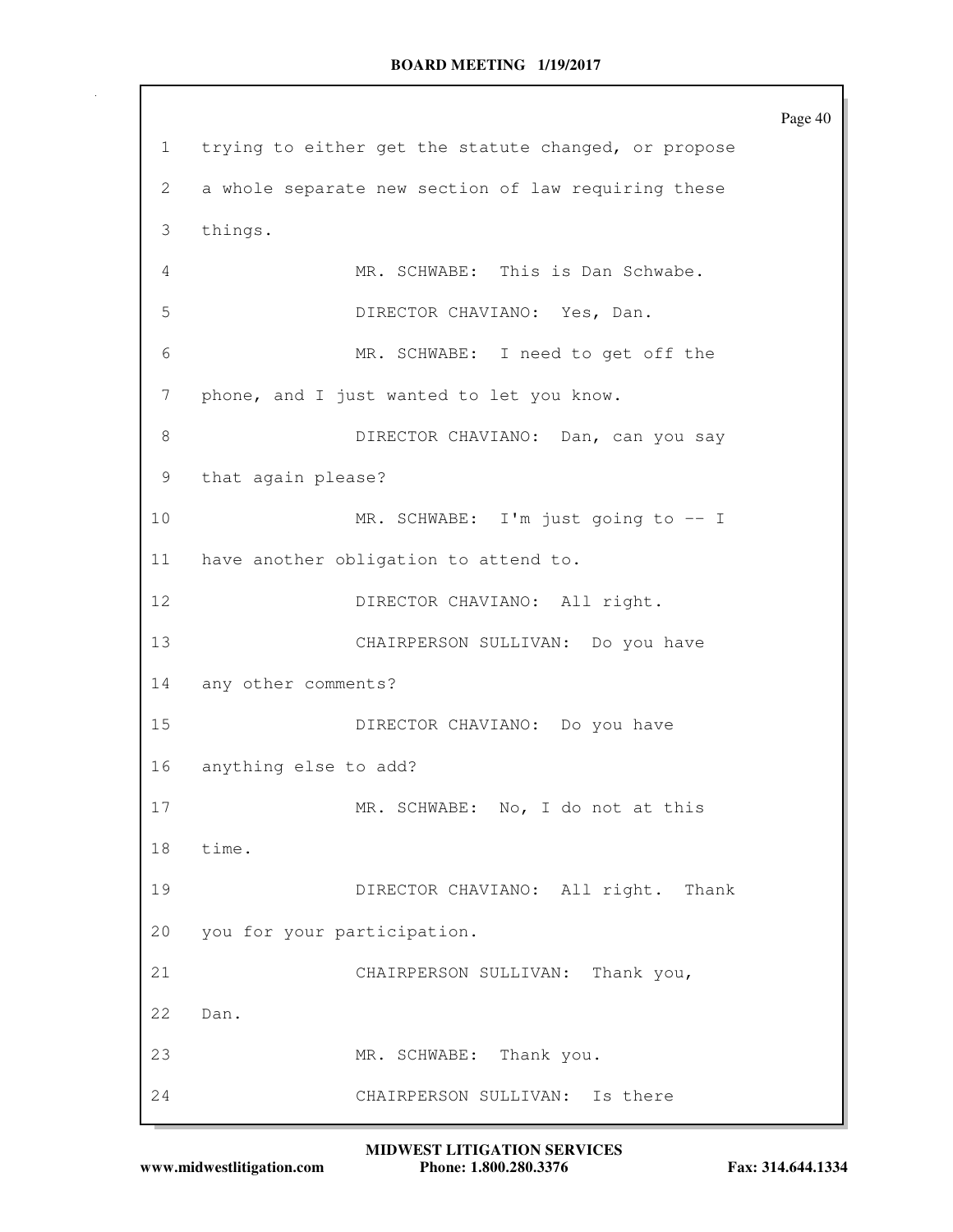1 trying to either get the statute changed, or propose
2 a whole separate new section of law requiring these
3 things.
4 MR. SCHWABE: This is Dan Schwabe.
5 DIRECTOR CHAVIANO: Yes, Dan.
6 MR. SCHWABE: I need to get off the
7 phone, and I just wanted to let you know.
8 DIRECTOR CHAVIANO: Dan, can you say
9 that again please?
10 MR. SCHWABE: I'm just going to -- I
11 have another obligation to attend to.
12 DIRECTOR CHAVIANO: All right.
13 CHAIRPERSON SULLIVAN: Do you have
14 any other comments?
15 DIRECTOR CHAVIANO: Do you have
16 anything else to add?
17 MR. SCHWABE: No, I do not at this
18 time.
19 DIRECTOR CHAVIANO: All right. Thank
20 you for your participation.
21 CHAIRPERSON SULLIVAN: Thank you,
22 Dan.
23 MR. SCHWABE: Thank you.
24 CHAIRPERSON SULLIVAN: Is there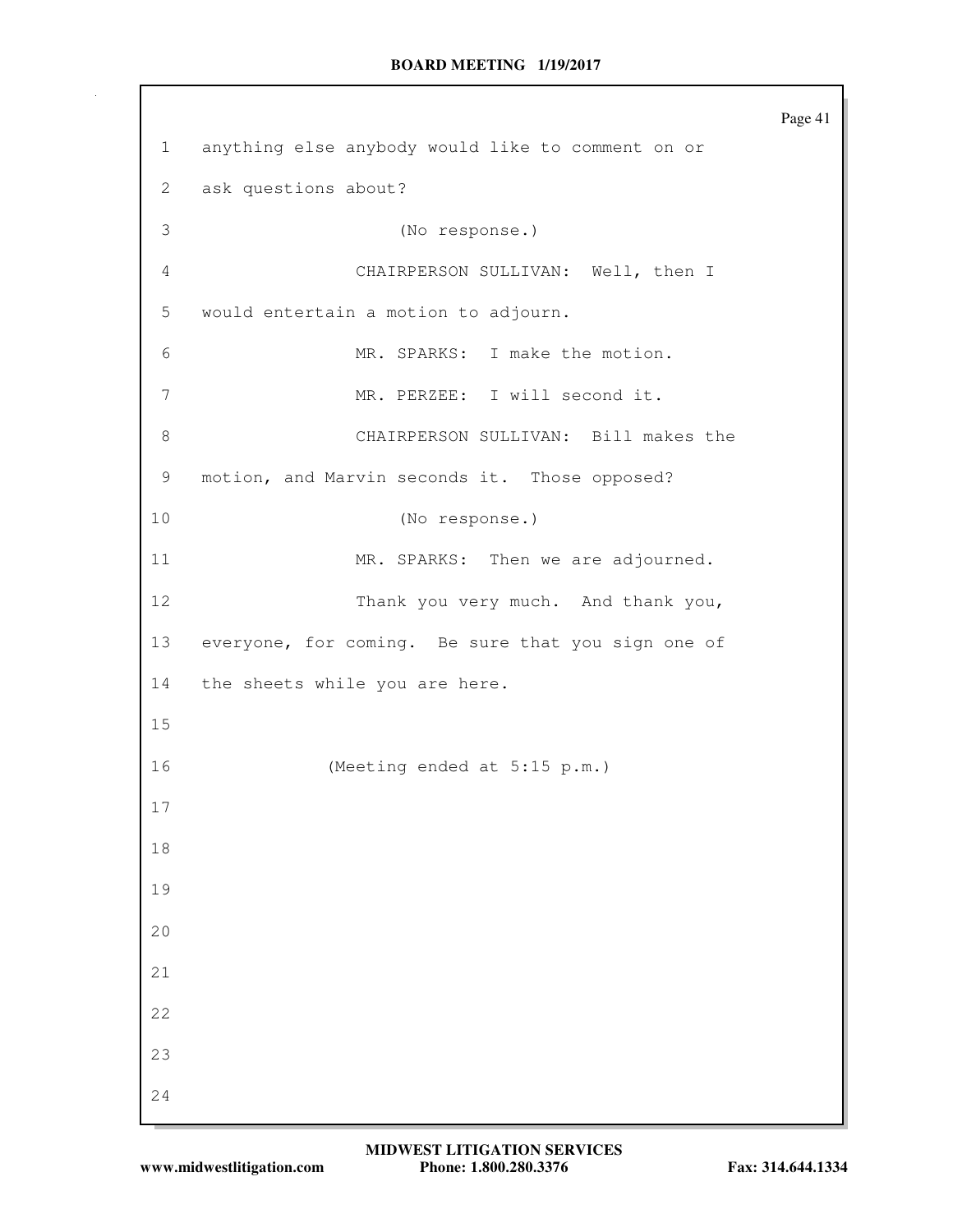anything else anybody would like to comment on or ask questions about?

(No response.)

CHAIRPERSON SULLIVAN: Well, then I would entertain a motion to adjourn.

MR. SPARKS: I make the motion.

MR. PERZEE: I will second it.

CHAIRPERSON SULLIVAN: Bill makes the motion, and Marvin seconds it. Those opposed?

(No response.)

MR. SPARKS: Then we are adjourned.

Thank you very much. And thank you, everyone, for coming. Be sure that you sign one of the sheets while you are here.

(Meeting ended at 5:15 p.m.)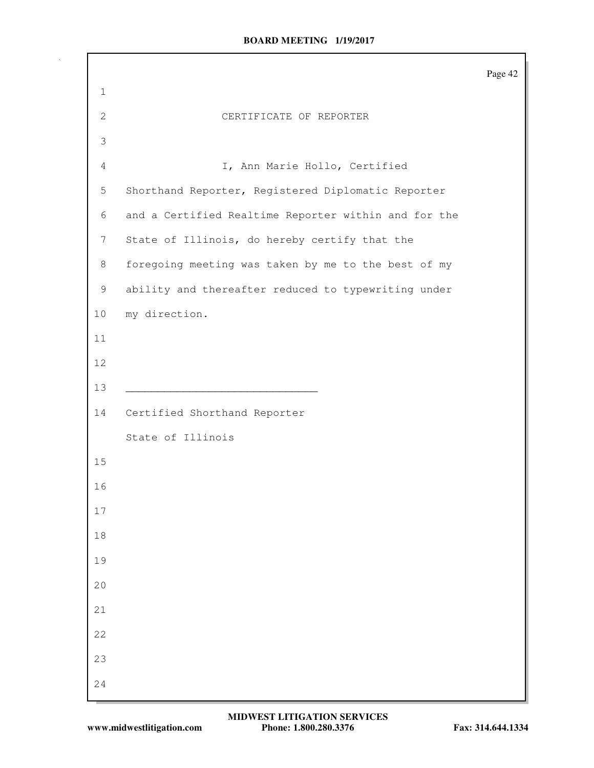## CERTIFICATE OF REPORTER

I, Ann Marie Hollo, Certified Shorthand Reporter, Registered Diplomatic Reporter and a Certified Realtime Reporter within and for the State of Illinois, do hereby certify that the foregoing meeting was taken by me to the best of my ability and thereafter reduced to typewriting under my direction.

______________________________

Certified Shorthand Reporter

State of Illinois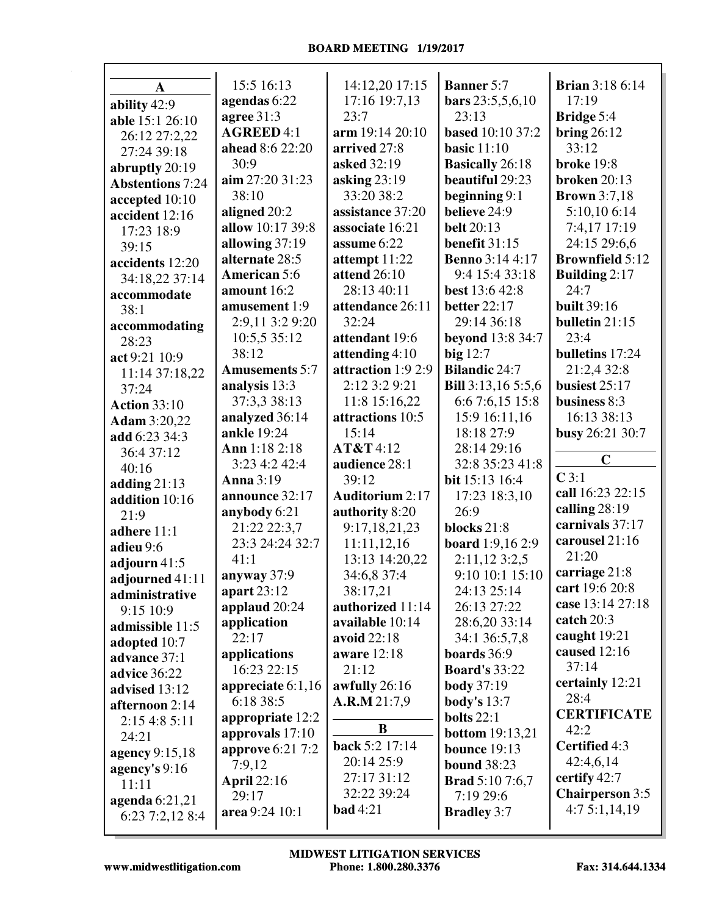**A**

**ability** 42:9
**able** 15:1 26:10 26:12 27:2,22 27:24 39:18
**abruptly** 20:19
**Abstentions** 7:24
**accepted** 10:10
**accident** 12:16 17:23 18:9 39:15
**accidents** 12:20 34:18,22 37:14
**accommodate** 38:1
**accommodating** 28:23
**act** 9:21 10:9 11:14 37:18,22 37:24
**Action** 33:10
**Adam** 3:20,22
**add** 6:23 34:3 36:4 37:12 40:16
**adding** 21:13
**addition** 10:16 21:9
**adhere** 11:1
**adieu** 9:6
**adjourn** 41:5
**adjourned** 41:11
**administrative** 9:15 10:9
**admissible** 11:5
**adopted** 10:7
**advance** 37:1
**advice** 36:22
**advised** 13:12
**afternoon** 2:14 2:15 4:8 5:11 24:21
**agency** 9:15,18
**agency's** 9:16 11:11
**agenda** 6:21,21 6:23 7:2,12 8:4 15:5 16:13
**agendas** 6:22
**agree** 31:3
**AGREED** 4:1
**ahead** 8:6 22:20 30:9
**aim** 27:20 31:23 38:10
**aligned** 20:2
**allow** 10:17 39:8
**allowing** 37:19
**alternate** 28:5
**American** 5:6
**amount** 16:2
**amusement** 1:9 2:9,11 3:2 9:20 10:5,5 35:12 38:12
**Amusements** 5:7
**analysis** 13:3 37:3,3 38:13
**analyzed** 36:14
**ankle** 19:24
**Ann** 1:18 2:18 3:23 4:2 42:4
**Anna** 3:19
**announce** 32:17
**anybody** 6:21 21:22 22:3,7 23:3 24:24 32:7 41:1
**anyway** 37:9
**apart** 23:12
**applaud** 20:24
**application** 22:17
**applications** 16:23 22:15
**appreciate** 6:1,16 6:18 38:5
**appropriate** 12:2
**approvals** 17:10
**approve** 6:21 7:2 7:9,12
**April** 22:16 29:17
**area** 9:24 10:1 14:12,20 17:15 17:16 19:7,13 23:7
**arm** 19:14 20:10
**arrived** 27:8
**asked** 32:19
**asking** 23:19 33:20 38:2
**assistance** 37:20
**associate** 16:21
**assume** 6:22
**attempt** 11:22
**attend** 26:10 28:13 40:11
**attendance** 26:11 32:24
**attendant** 19:6
**attending** 4:10
**attraction** 1:9 2:9 2:12 3:2 9:21 11:8 15:16,22
**attractions** 10:5 15:14
**AT&T** 4:12
**audience** 28:1 39:12
**Auditorium** 2:17
**authority** 8:20 9:17,18,21,23 11:11,12,16 13:13 14:20,22 34:6,8 37:4 38:17,21
**authorized** 11:14
**available** 10:14
**avoid** 22:18
**aware** 12:18 21:12
**awfully** 26:16
**A.R.M** 21:7,9

**B**

**back** 5:2 17:14 20:14 25:9 27:17 31:12 32:22 39:24
**bad** 4:21
**Banner** 5:7
**bars** 23:5,5,6,10 23:13
**based** 10:10 37:2
**basic** 11:10
**Basically** 26:18
**beautiful** 29:23
**beginning** 9:1
**believe** 24:9
**belt** 20:13
**benefit** 31:15
**Benno** 3:14 4:17 9:4 15:4 33:18
**best** 13:6 42:8
**better** 22:17 29:14 36:18
**beyond** 13:8 34:7
**big** 12:7
**Bilandic** 24:7
**Bill** 3:13,16 5:5,6 6:6 7:6,15 15:8 15:9 16:11,16 18:18 27:9 28:14 29:16 32:8 35:23 41:8
**bit** 15:13 16:4 17:23 18:3,10 26:9
**blocks** 21:8
**board** 1:9,16 2:9 2:11,12 3:2,5 9:10 10:1 15:10 24:13 25:14 26:13 27:22 28:6,20 33:14 34:1 36:5,7,8
**boards** 36:9
**Board's** 33:22
**body** 37:19
**body's** 13:7
**bolts** 22:1
**bottom** 19:13,21
**bounce** 19:13
**bound** 38:23
**Brad** 5:10 7:6,7 7:19 29:6
**Bradley** 3:7
**Brian** 3:18 6:14 17:19
**Bridge** 5:4
**bring** 26:12 33:12
**broke** 19:8
**broken** 20:13
**Brown** 3:7,18 5:10,10 6:14 7:4,17 17:19 24:15 29:6,6
**Brownfield** 5:12
**Building** 2:17 24:7
**built** 39:16
**bulletin** 21:15 23:4
**bulletins** 17:24 21:2,4 32:8
**busiest** 25:17
**business** 8:3 16:13 38:13
**busy** 26:21 30:7

**C**

**C** 3:1
**call** 16:23 22:15
**calling** 28:19
**carnivals** 37:17
**carousel** 21:16 21:20
**carriage** 21:8
**cart** 19:6 20:8
**case** 13:14 27:18
**catch** 20:3
**caught** 19:21
**caused** 12:16 37:14
**certainly** 12:21 28:4
**CERTIFICATE** 42:2
**Certified** 4:3 42:4,6,14
**certify** 42:7
**Chairperson** 3:5 4:7 5:1,14,19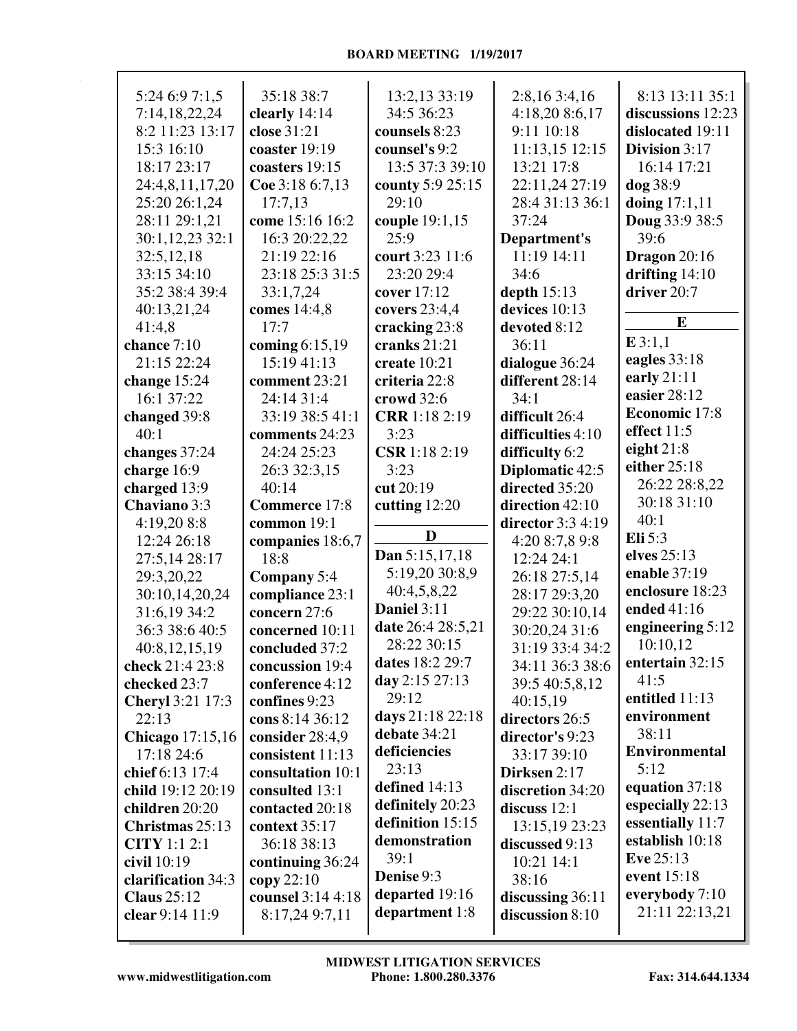5:24 6:9 7:1,5 7:14,18,22,24 8:2 11:23 13:17 15:3 16:10 18:17 23:17 24:4,8,11,17,20 25:20 26:1,24 28:11 29:1,21 30:1,12,23 32:1 32:5,12,18 33:15 34:10 35:2 38:4 39:4 40:13,21,24 41:4,8
**chance** 7:10 21:15 22:24
**change** 15:24 16:1 37:22
**changed** 39:8 40:1
**changes** 37:24
**charge** 16:9
**charged** 13:9
**Chaviano** 3:3 4:19,20 8:8 12:24 26:18 27:5,14 28:17 29:3,20,22 30:10,14,20,24 31:6,19 34:2 36:3 38:6 40:5 40:8,12,15,19
**check** 21:4 23:8
**checked** 23:7
**Cheryl** 3:21 17:3 22:13
**Chicago** 17:15,16 17:18 24:6
**chief** 6:13 17:4
**child** 19:12 20:19
**children** 20:20
**Christmas** 25:13
**CITY** 1:1 2:1
**civil** 10:19
**clarification** 34:3
**Claus** 25:12
**clear** 9:14 11:9 35:18 38:7
**clearly** 14:14
**close** 31:21
**coaster** 19:19
**coasters** 19:15
**Coe** 3:18 6:7,13 17:7,13
**come** 15:16 16:2 16:3 20:22,22 21:19 22:16 23:18 25:3 31:5 33:1,7,24
**comes** 14:4,8 17:7
**coming** 6:15,19 15:19 41:13
**comment** 23:21 24:14 31:4 33:19 38:5 41:1
**comments** 24:23 24:24 25:23 26:3 32:3,15 40:14
**Commerce** 17:8
**common** 19:1
**companies** 18:6,7 18:8
**Company** 5:4
**compliance** 23:1
**concern** 27:6
**concerned** 10:11
**concluded** 37:2
**concussion** 19:4
**conference** 4:12
**confines** 9:23
**cons** 8:14 36:12
**consider** 28:4,9
**consistent** 11:13
**consultation** 10:1
**consulted** 13:1
**contacted** 20:18
**context** 35:17 36:18 38:13
**continuing** 36:24
**copy** 22:10
**counsel** 3:14 4:18 8:17,24 9:7,11 13:2,13 33:19 34:5 36:23
**counsels** 8:23
**counsel's** 9:2 13:5 37:3 39:10
**county** 5:9 25:15 29:10
**couple** 19:1,15 25:9
**court** 3:23 11:6 23:20 29:4
**cover** 17:12
**covers** 23:4,4
**cracking** 23:8
**cranks** 21:21
**create** 10:21
**criteria** 22:8
**crowd** 32:6
**CRR** 1:18 2:19 3:23
**CSR** 1:18 2:19 3:23
**cut** 20:19
**cutting** 12:20

**D**

**Dan** 5:15,17,18 5:19,20 30:8,9 40:4,5,8,22
**Daniel** 3:11
**date** 26:4 28:5,21 28:22 30:15
**dates** 18:2 29:7
**day** 2:15 27:13 29:12
**days** 21:18 22:18
**debate** 34:21
**deficiencies** 23:13
**defined** 14:13
**definitely** 20:23
**definition** 15:15
**demonstration** 39:1
**Denise** 9:3
**departed** 19:16
**department** 1:8 2:8,16 3:4,16 4:18,20 8:6,17 9:11 10:18 11:13,15 12:15 13:21 17:8 22:11,24 27:19 28:4 31:13 36:1 37:24
**Department's** 11:19 14:11 34:6
**depth** 15:13
**devices** 10:13
**devoted** 8:12 36:11
**dialogue** 36:24
**different** 28:14 34:1
**difficult** 26:4
**difficulties** 4:10
**difficulty** 6:2
**Diplomatic** 42:5
**directed** 35:20
**direction** 42:10
**director** 3:3 4:19 4:20 8:7,8 9:8 12:24 24:1 26:18 27:5,14 28:17 29:3,20 29:22 30:10,14 30:20,24 31:6 31:19 33:4 34:2 34:11 36:3 38:6 39:5 40:5,8,12 40:15,19
**directors** 26:5
**director's** 9:23 33:17 39:10
**Dirksen** 2:17
**discretion** 34:20
**discuss** 12:1 13:15,19 23:23
**discussed** 9:13 10:21 14:1 38:16
**discussing** 36:11
**discussion** 8:10 8:13 13:11 35:1
**discussions** 12:23
**dislocated** 19:11
**Division** 3:17 16:14 17:21
**dog** 38:9
**doing** 17:1,11
**Doug** 33:9 38:5 39:6
**Dragon** 20:16
**drifting** 14:10
**driver** 20:7

**E**

**E** 3:1,1
**eagles** 33:18
**early** 21:11
**easier** 28:12
**Economic** 17:8
**effect** 11:5
**eight** 21:8
**either** 25:18 26:22 28:8,22 30:18 31:10 40:1
**Eli** 5:3
**elves** 25:13
**enable** 37:19
**enclosure** 18:23
**ended** 41:16
**engineering** 5:12 10:10,12
**entertain** 32:15 41:5
**entitled** 11:13
**environment** 38:11
**Environmental** 5:12
**equation** 37:18
**especially** 22:13
**essentially** 11:7
**establish** 10:18
**Eve** 25:13
**event** 15:18
**everybody** 7:10 21:11 22:13,21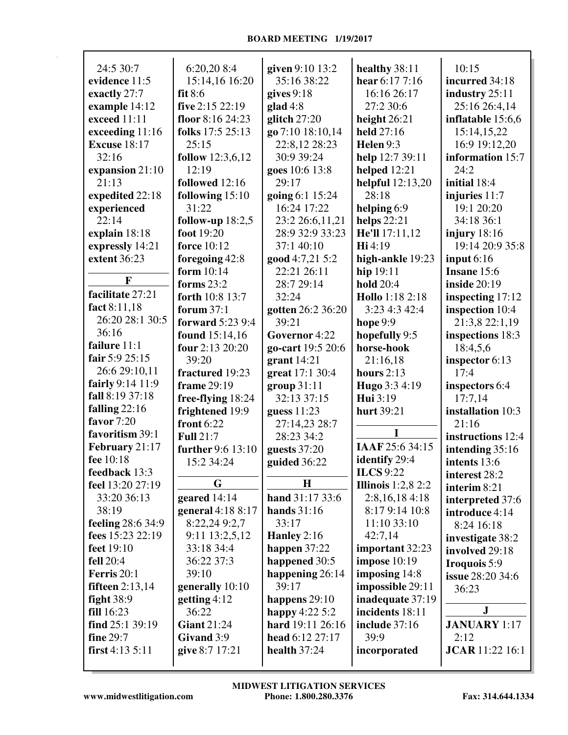24:5 30:7
**evidence** 11:5
**exactly** 27:7
**example** 14:12
**exceed** 11:11
**exceeding** 11:16
**Excuse** 18:17
32:16
**expansion** 21:10
21:13
**expedited** 22:18
**experienced**
22:14
**explain** 18:18
**expressly** 14:21
**extent** 36:23

**F**

**facilitate** 27:21
**fact** 8:11,18
26:20 28:1 30:5
36:16
**failure** 11:1
**fair** 5:9 25:15
26:6 29:10,11
**fairly** 9:14 11:9
**fall** 8:19 37:18
**falling** 22:16
**favor** 7:20
**favoritism** 39:1
**February** 21:17
**fee** 10:18
**feedback** 13:3
**feel** 13:20 27:19
33:20 36:13
38:19
**feeling** 28:6 34:9
**fees** 15:23 22:19
**feet** 19:10
**fell** 20:4
**Ferris** 20:1
**fifteen** 2:13,14
**fight** 38:9
**fill** 16:23
**find** 25:1 39:19
**fine** 29:7
**first** 4:13 5:11
6:20,20 8:4
15:14,16 16:20
**fit** 8:6
**five** 2:15 22:19
**floor** 8:16 24:23
**folks** 17:5 25:13
25:15
**follow** 12:3,6,12
12:19
**followed** 12:16
**following** 15:10
31:22
**follow-up** 18:2,5
**foot** 19:20
**force** 10:12
**foregoing** 42:8
**form** 10:14
**forms** 23:2
**forth** 10:8 13:7
**forum** 37:1
**forward** 5:23 9:4
**found** 15:14,16
**four** 2:13 20:20
39:20
**fractured** 19:23
**frame** 29:19
**free-flying** 18:24
**frightened** 19:9
**front** 6:22
**Full** 21:7
**further** 9:6 13:10
15:2 34:24

**G**

**geared** 14:14
**general** 4:18 8:17
8:22,24 9:2,7
9:11 13:2,5,12
33:18 34:4
36:22 37:3
39:10
**generally** 10:10
**getting** 4:12
36:22
**Giant** 21:24
**Givand** 3:9
**give** 8:7 17:21
**given** 9:10 13:2
35:16 38:22
**gives** 9:18
**glad** 4:8
**glitch** 27:20
**go** 7:10 18:10,14
22:8,12 28:23
30:9 39:24
**goes** 10:6 13:8
29:17
**going** 6:1 15:24
16:24 17:22
23:2 26:6,11,21
28:9 32:9 33:23
37:1 40:10
**good** 4:7,21 5:2
22:21 26:11
28:7 29:14
32:24
**gotten** 26:2 36:20
39:21
**Governor** 4:22
**go-cart** 19:5 20:6
**grant** 14:21
**great** 17:1 30:4
**group** 31:11
32:13 37:15
**guess** 11:23
27:14,23 28:7
28:23 34:2
**guests** 37:20
**guided** 36:22

**H**

**hand** 31:17 33:6
**hands** 31:16
33:17
**Hanley** 2:16
**happen** 37:22
**happened** 30:5
**happening** 26:14
39:17
**happens** 29:10
**happy** 4:22 5:2
**hard** 19:11 26:16
**head** 6:12 27:17
**health** 37:24
**healthy** 38:11
**hear** 6:17 7:16
16:16 26:17
27:2 30:6
**height** 26:21
**held** 27:16
**Helen** 9:3
**help** 12:7 39:11
**helped** 12:21
**helpful** 12:13,20
28:18
**helping** 6:9
**helps** 22:21
**He'll** 17:11,12
**Hi** 4:19
**high-ankle** 19:23
**hip** 19:11
**hold** 20:4
**Hollo** 1:18 2:18
3:23 4:3 42:4
**hope** 9:9
**hopefully** 9:5
**horse-hook**
21:16,18
**hours** 2:13
**Hugo** 3:3 4:19
**Hui** 3:19
**hurt** 39:21

**I**

**IAAF** 25:6 34:15
**identify** 29:4
**ILCS** 9:22
**Illinois** 1:2,8 2:2
2:8,16,18 4:18
8:17 9:14 10:8
11:10 33:10
42:7,14
**important** 32:23
**impose** 10:19
**imposing** 14:8
**impossible** 29:11
**inadequate** 37:19
**incidents** 18:11
**include** 37:16
39:9
**incorporated**
10:15
**incurred** 34:18
**industry** 25:11
25:16 26:4,14
**inflatable** 15:6,6
15:14,15,22
16:9 19:12,20
**information** 15:7
24:2
**initial** 18:4
**injuries** 11:7
19:1 20:20
34:18 36:1
**injury** 18:16
19:14 20:9 35:8
**input** 6:16
**Insane** 15:6
**inside** 20:19
**inspecting** 17:12
**inspection** 10:4
21:3,8 22:1,19
**inspections** 18:3
18:4,5,6
**inspector** 6:13
17:4
**inspectors** 6:4
17:7,14
**installation** 10:3
21:16
**instructions** 12:4
**intending** 35:16
**intents** 13:6
**interest** 28:2
**interim** 8:21
**interpreted** 37:6
**introduce** 4:14
8:24 16:18
**investigate** 38:2
**involved** 29:18
**Iroquois** 5:9
**issue** 28:20 34:6
36:23

**J**

**JANUARY** 1:17
2:12
**JCAR** 11:22 16:1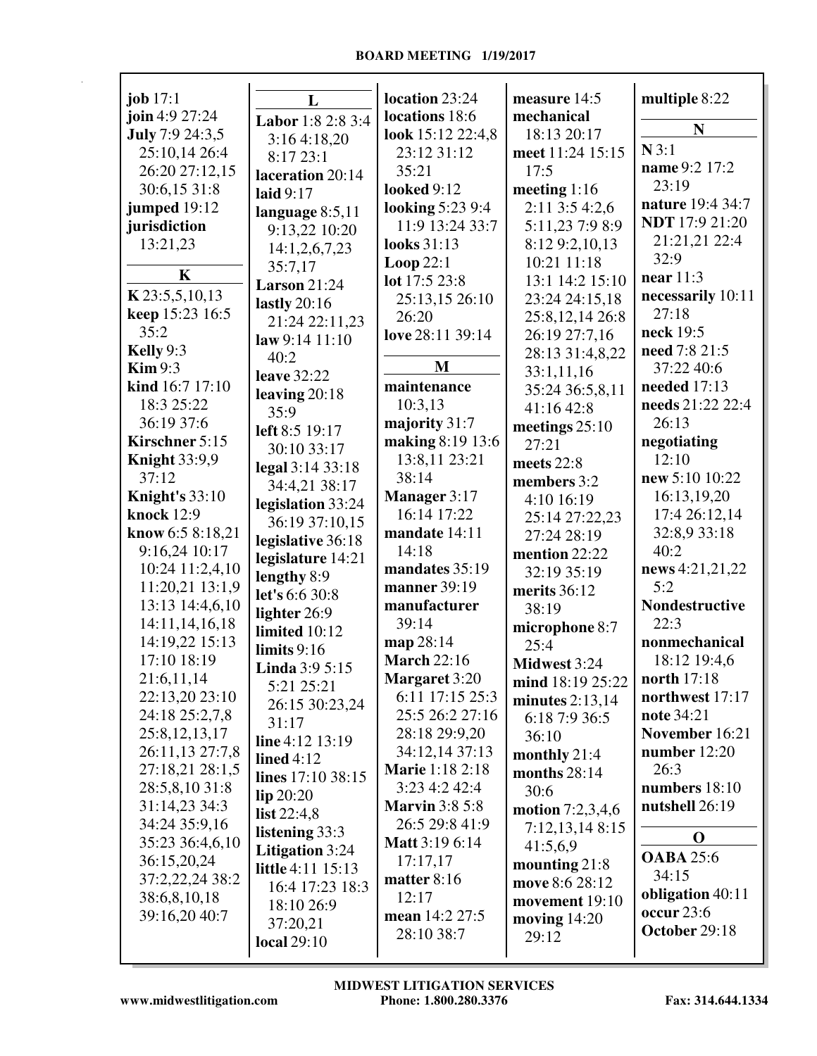**job** 17:1
**join** 4:9 27:24
**July** 7:9 24:3,5 25:10,14 26:4 26:20 27:12,15 30:6,15 31:8
**jumped** 19:12
**jurisdiction** 13:21,23

**K**

**K** 23:5,5,10,13
**keep** 15:23 16:5 35:2
**Kelly** 9:3
**Kim** 9:3
**kind** 16:7 17:10 18:3 25:22 36:19 37:6
**Kirschner** 5:15
**Knight** 33:9,9 37:12
**Knight's** 33:10
**knock** 12:9
**know** 6:5 8:18,21 9:16,24 10:17 10:24 11:2,4,10 11:20,21 13:1,9 13:13 14:4,6,10 14:11,14,16,18 14:19,22 15:13 17:10 18:19 21:6,11,14 22:13,20 23:10 24:18 25:2,7,8 25:8,12,13,17 26:11,13 27:7,8 27:18,21 28:1,5 28:5,8,10 31:8 31:14,23 34:3 34:24 35:9,16 35:23 36:4,6,10 36:15,20,24 37:2,22,24 38:2 38:6,8,10,18 39:16,20 40:7

**L**

**Labor** 1:8 2:8 3:4 3:16 4:18,20 8:17 23:1
**laceration** 20:14
**laid** 9:17
**language** 8:5,11 9:13,22 10:20 14:1,2,6,7,23 35:7,17
**Larson** 21:24
**lastly** 20:16 21:24 22:11,23
**law** 9:14 11:10 40:2
**leave** 32:22
**leaving** 20:18 35:9
**left** 8:5 19:17 30:10 33:17
**legal** 3:14 33:18 34:4,21 38:17
**legislation** 33:24 36:19 37:10,15
**legislative** 36:18
**legislature** 14:21
**lengthy** 8:9
**let's** 6:6 30:8
**lighter** 26:9
**limited** 10:12
**limits** 9:16
**Linda** 3:9 5:15 5:21 25:21 26:15 30:23,24 31:17
**line** 4:12 13:19
**lined** 4:12
**lines** 17:10 38:15
**lip** 20:20
**list** 22:4,8
**listening** 33:3
**Litigation** 3:24
**little** 4:11 15:13 16:4 17:23 18:3 18:10 26:9 37:20,21
**local** 29:10
**location** 23:24
**locations** 18:6
**look** 15:12 22:4,8 23:12 31:12 35:21
**looked** 9:12
**looking** 5:23 9:4 11:9 13:24 33:7
**looks** 31:13
**Loop** 22:1
**lot** 17:5 23:8 25:13,15 26:10 26:20
**love** 28:11 39:14

**M**

**maintenance** 10:3,13
**majority** 31:7
**making** 8:19 13:6 13:8,11 23:21 38:14
**Manager** 3:17 16:14 17:22
**mandate** 14:11 14:18
**mandates** 35:19
**manner** 39:19
**manufacturer** 39:14
**map** 28:14
**March** 22:16
**Margaret** 3:20 6:11 17:15 25:3 25:5 26:2 27:16 28:18 29:9,20 34:12,14 37:13
**Marie** 1:18 2:18 3:23 4:2 42:4
**Marvin** 3:8 5:8 26:5 29:8 41:9
**Matt** 3:19 6:14 17:17,17
**matter** 8:16 12:17
**mean** 14:2 27:5 28:10 38:7
**measure** 14:5
**mechanical** 18:13 20:17
**meet** 11:24 15:15 17:5
**meeting** 1:16 2:11 3:5 4:2,6 5:11,23 7:9 8:9 8:12 9:2,10,13 10:21 11:18 13:1 14:2 15:10 23:24 24:15,18 25:8,12,14 26:8 26:19 27:7,16 28:13 31:4,8,22 33:1,11,16 35:24 36:5,8,11 41:16 42:8
**meetings** 25:10 27:21
**meets** 22:8
**members** 3:2 4:10 16:19 25:14 27:22,23 27:24 28:19
**mention** 22:22 32:19 35:19
**merits** 36:12 38:19
**microphone** 8:7 25:4
**Midwest** 3:24
**mind** 18:19 25:22
**minutes** 2:13,14 6:18 7:9 36:5 36:10
**monthly** 21:4
**months** 28:14 30:6
**motion** 7:2,3,4,6 7:12,13,14 8:15 41:5,6,9
**mounting** 21:8
**move** 8:6 28:12
**movement** 19:10
**moving** 14:20 29:12
**multiple** 8:22

**N**

**N** 3:1
**name** 9:2 17:2 23:19
**nature** 19:4 34:7
**NDT** 17:9 21:20 21:21,21 22:4 32:9
**near** 11:3
**necessarily** 10:11 27:18
**neck** 19:5
**need** 7:8 21:5 37:22 40:6
**needed** 17:13
**needs** 21:22 22:4 26:13
**negotiating** 12:10
**new** 5:10 10:22 16:13,19,20 17:4 26:12,14 32:8,9 33:18 40:2
**news** 4:21,21,22 5:2
**Nondestructive** 22:3
**nonmechanical** 18:12 19:4,6
**north** 17:18
**northwest** 17:17
**note** 34:21
**November** 16:21
**number** 12:20 26:3
**numbers** 18:10
**nutshell** 26:19

**O**

**OABA** 25:6 34:15
**obligation** 40:11
**occur** 23:6
**October** 29:18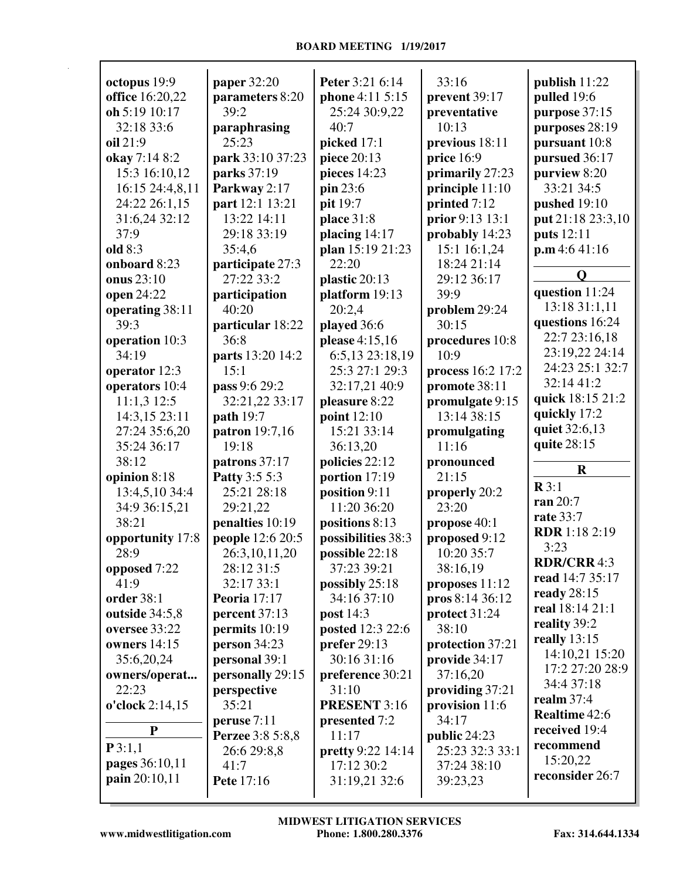**octopus** 19:9
**office** 16:20,22
**oh** 5:19 10:17 32:18 33:6
**oil** 21:9
**okay** 7:14 8:2 15:3 16:10,12 16:15 24:4,8,11 24:22 26:1,15 31:6,24 32:12 37:9
**old** 8:3
**onboard** 8:23
**onus** 23:10
**open** 24:22
**operating** 38:11 39:3
**operation** 10:3 34:19
**operator** 12:3
**operators** 10:4 11:1,3 12:5 14:3,15 23:11 27:24 35:6,20 35:24 36:17 38:12
**opinion** 8:18 13:4,5,10 34:4 34:9 36:15,21 38:21
**opportunity** 17:8 28:9
**opposed** 7:22 41:9
**order** 38:1
**outside** 34:5,8
**oversee** 33:22
**owners** 14:15 35:6,20,24
**owners/operat...** 22:23
**o'clock** 2:14,15

**P**

**P** 3:1,1
**pages** 36:10,11
**pain** 20:10,11
**paper** 32:20
**parameters** 8:20 39:2
**paraphrasing** 25:23
**park** 33:10 37:23
**parks** 37:19
**Parkway** 2:17
**part** 12:1 13:21 13:22 14:11 29:18 33:19 35:4,6
**participate** 27:3 27:22 33:2
**participation** 40:20
**particular** 18:22 36:8
**parts** 13:20 14:2 15:1
**pass** 9:6 29:2 32:21,22 33:17
**path** 19:7
**patron** 19:7,16 19:18
**patrons** 37:17
**Patty** 3:5 5:3 25:21 28:18 29:21,22
**penalties** 10:19
**people** 12:6 20:5 26:3,10,11,20 28:12 31:5 32:17 33:1
**Peoria** 17:17
**percent** 37:13
**permits** 10:19
**person** 34:23
**personal** 39:1
**personally** 29:15
**perspective** 35:21
**peruse** 7:11
**Perzee** 3:8 5:8,8 26:6 29:8,8 41:7
**Pete** 17:16
**Peter** 3:21 6:14
**phone** 4:11 5:15 25:24 30:9,22 40:7
**picked** 17:1
**piece** 20:13
**pieces** 14:23
**pin** 23:6
**pit** 19:7
**place** 31:8
**placing** 14:17
**plan** 15:19 21:23 22:20
**plastic** 20:13
**platform** 19:13 20:2,4
**played** 36:6
**please** 4:15,16 6:5,13 23:18,19 25:3 27:1 29:3 32:17,21 40:9
**pleasure** 8:22
**point** 12:10 15:21 33:14 36:13,20
**policies** 22:12
**portion** 17:19
**position** 9:11 11:20 36:20
**positions** 8:13
**possibilities** 38:3
**possible** 22:18 37:23 39:21
**possibly** 25:18 34:16 37:10
**post** 14:3
**posted** 12:3 22:6
**prefer** 29:13 30:16 31:16
**preference** 30:21 31:10
**PRESENT** 3:16
**presented** 7:2 11:17
**pretty** 9:22 14:14 17:12 30:2 31:19,21 32:6
33:16
**prevent** 39:17
**preventative** 10:13
**previous** 18:11
**price** 16:9
**primarily** 27:23
**principle** 11:10
**printed** 7:12
**prior** 9:13 13:1
**probably** 14:23 15:1 16:1,24 18:24 21:14 29:12 36:17 39:9
**problem** 29:24 30:15
**procedures** 10:8 10:9
**process** 16:2 17:2
**promote** 38:11
**promulgate** 9:15 13:14 38:15
**promulgating** 11:16
**pronounced** 21:15
**properly** 20:2 23:20
**propose** 40:1
**proposed** 9:12 10:20 35:7 38:16,19
**proposes** 11:12
**pros** 8:14 36:12
**protect** 31:24 38:10
**protection** 37:21
**provide** 34:17 37:16,20
**providing** 37:21
**provision** 11:6 34:17
**public** 24:23 25:23 32:3 33:1 37:24 38:10 39:23,23
**publish** 11:22
**pulled** 19:6
**purpose** 37:15
**purposes** 28:19
**pursuant** 10:8
**pursued** 36:17
**purview** 8:20 33:21 34:5
**pushed** 19:10
**put** 21:18 23:3,10
**puts** 12:11
**p.m** 4:6 41:16

**Q**

**question** 11:24 13:18 31:1,11
**questions** 16:24 22:7 23:16,18 23:19,22 24:14 24:23 25:1 32:7 32:14 41:2
**quick** 18:15 21:2
**quickly** 17:2
**quiet** 32:6,13
**quite** 28:15

**R**

**R** 3:1
**ran** 20:7
**rate** 33:7
**RDR** 1:18 2:19 3:23
**RDR/CRR** 4:3
**read** 14:7 35:17
**ready** 28:15
**real** 18:14 21:1
**reality** 39:2
**really** 13:15 14:10,21 15:20 17:2 27:20 28:9 34:4 37:18
**realm** 37:4
**Realtime** 42:6
**received** 19:4
**recommend** 15:20,22
**reconsider** 26:7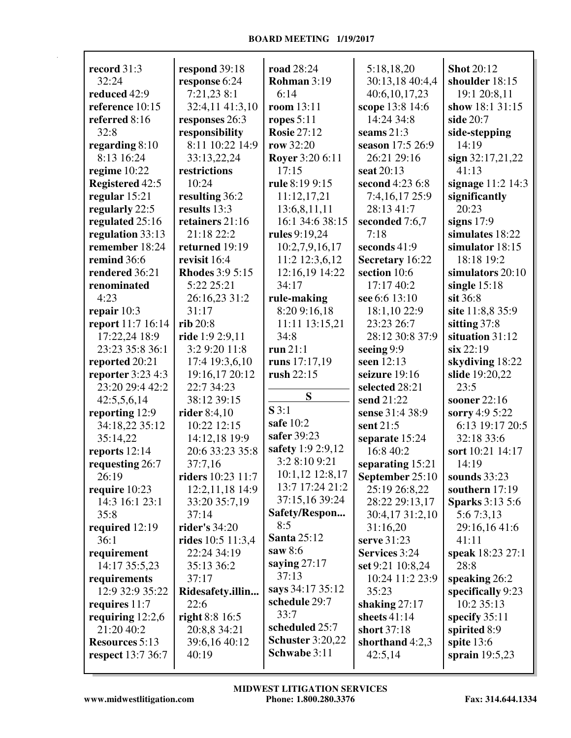**record** 31:3 32:24
**reduced** 42:9
**reference** 10:15
**referred** 8:16 32:8
**regarding** 8:10 8:13 16:24
**regime** 10:22
**Registered** 42:5
**regular** 15:21
**regularly** 22:5
**regulated** 25:16
**regulation** 33:13
**remember** 18:24
**remind** 36:6
**rendered** 36:21
**renominated** 4:23
**repair** 10:3
**report** 11:7 16:14 17:22,24 18:9 23:23 35:8 36:1
**reported** 20:21
**reporter** 3:23 4:3 23:20 29:4 42:2 42:5,5,6,14
**reporting** 12:9 34:18,22 35:12 35:14,22
**reports** 12:14
**requesting** 26:7 26:19
**require** 10:23 14:3 16:1 23:1 35:8
**required** 12:19 36:1
**requirement** 14:17 35:5,23
**requirements** 12:9 32:9 35:22
**requires** 11:7
**requiring** 12:2,6 21:20 40:2
**Resources** 5:13
**respect** 13:7 36:7
**respond** 39:18
**response** 6:24 7:21,23 8:1 32:4,11 41:3,10
**responses** 26:3
**responsibility** 8:11 10:22 14:9 33:13,22,24
**restrictions** 10:24
**resulting** 36:2
**results** 13:3
**retainers** 21:16 21:18 22:2
**returned** 19:19
**revisit** 16:4
**Rhodes** 3:9 5:15 5:22 25:21 26:16,23 31:2 31:17
**rib** 20:8
**ride** 1:9 2:9,11 3:2 9:20 11:8 17:4 19:3,6,10 19:16,17 20:12 22:7 34:23 38:12 39:15
**rider** 8:4,10 10:22 12:15 14:12,18 19:9 20:6 33:23 35:8 37:7,16
**riders** 10:23 11:7 12:2,11,18 14:9 33:20 35:7,19 37:14
**rider's** 34:20
**rides** 10:5 11:3,4 22:24 34:19 35:13 36:2 37:17
**Ridesafety.illin...** 22:6
**right** 8:8 16:5 20:8,8 34:21 39:6,16 40:12 40:19
**road** 28:24
**Rohman** 3:19 6:14
**room** 13:11
**ropes** 5:11
**Rosie** 27:12
**row** 32:20
**Royer** 3:20 6:11 17:15
**rule** 8:19 9:15 11:12,17,21 13:6,8,11,11 16:1 34:6 38:15
**rules** 9:19,24 10:2,7,9,16,17 11:2 12:3,6,12 12:16,19 14:22 34:17
**rule-making** 8:20 9:16,18 11:11 13:15,21 34:8
**run** 21:1
**runs** 17:17,19
**rush** 22:15

**S**

**S** 3:1
**safe** 10:2
**safer** 39:23
**safety** 1:9 2:9,12 3:2 8:10 9:21 10:1,12 12:8,17 13:7 17:24 21:2 37:15,16 39:24
**Safety/Respon...** 8:5
**Santa** 25:12
**saw** 8:6
**saying** 27:17 37:13
**says** 34:17 35:12
**schedule** 29:7 33:7
**scheduled** 25:7
**Schuster** 3:20,22
**Schwabe** 3:11
5:18,18,20 30:13,18 40:4,4 40:6,10,17,23
**scope** 13:8 14:6 14:24 34:8
**seams** 21:3
**season** 17:5 26:9 26:21 29:16
**seat** 20:13
**second** 4:23 6:8 7:4,16,17 25:9 28:13 41:7
**seconded** 7:6,7 7:18
**seconds** 41:9
**Secretary** 16:22
**section** 10:6 17:17 40:2
**see** 6:6 13:10 18:1,10 22:9 23:23 26:7 28:12 30:8 37:9
**seeing** 9:9
**seen** 12:13
**seizure** 19:16
**selected** 28:21
**send** 21:22
**sense** 31:4 38:9
**sent** 21:5
**separate** 15:24 16:8 40:2
**separating** 15:21
**September** 25:10 25:19 26:8,22 28:22 29:13,17 30:4,17 31:2,10 31:16,20
**serve** 31:23
**Services** 3:24
**set** 9:21 10:8,24 10:24 11:2 23:9 35:23
**shaking** 27:17
**sheets** 41:14
**short** 37:18
**shorthand** 4:2,3 42:5,14
**Shot** 20:12
**shoulder** 18:15 19:1 20:8,11
**show** 18:1 31:15
**side** 20:7
**side-stepping** 14:19
**sign** 32:17,21,22 41:13
**signage** 11:2 14:3
**significantly** 20:23
**signs** 17:9
**simulates** 18:22
**simulator** 18:15 18:18 19:2
**simulators** 20:10
**single** 15:18
**sit** 36:8
**site** 11:8,8 35:9
**sitting** 37:8
**situation** 31:12
**six** 22:19
**skydiving** 18:22
**slide** 19:20,22 23:5
**sooner** 22:16
**sorry** 4:9 5:22 6:13 19:17 20:5 32:18 33:6
**sort** 10:21 14:17 14:19
**sounds** 33:23
**southern** 17:19
**Sparks** 3:13 5:6 5:6 7:3,13 29:16,16 41:6 41:11
**speak** 18:23 27:1 28:8
**speaking** 26:2
**specifically** 9:23 10:2 35:13
**specify** 35:11
**spirited** 8:9
**spite** 13:6
**sprain** 19:5,23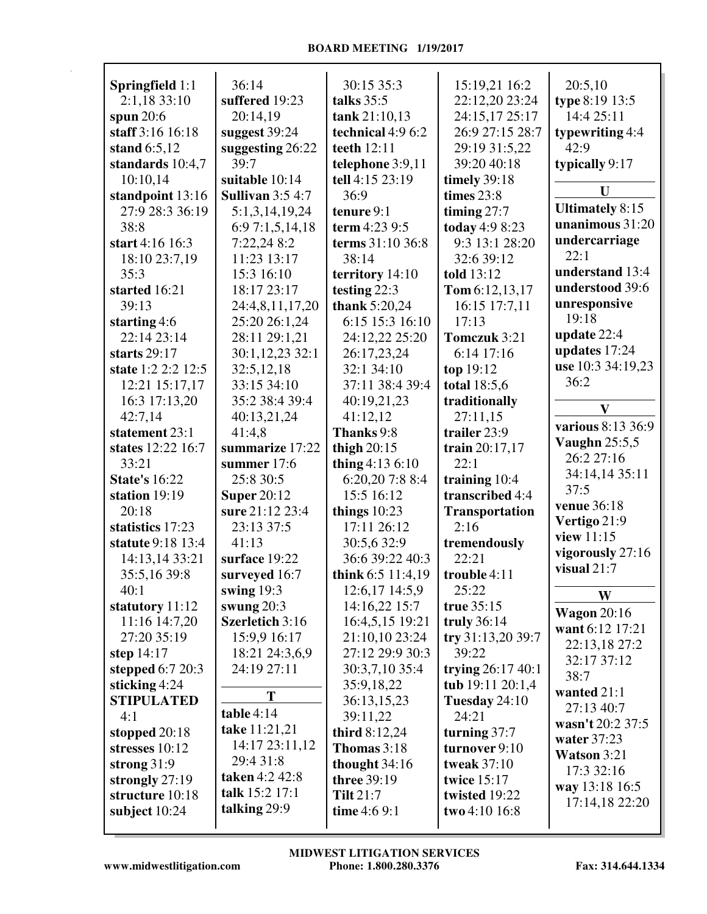**Springfield** 1:1 2:1,18 33:10
**spun** 20:6
**staff** 3:16 16:18
**stand** 6:5,12
**standards** 10:4,7 10:10,14
**standpoint** 13:16 27:9 28:3 36:19 38:8
**start** 4:16 16:3 18:10 23:7,19 35:3
**started** 16:21 39:13
**starting** 4:6 22:14 23:14
**starts** 29:17
**state** 1:2 2:2 12:5 12:21 15:17,17 16:3 17:13,20 42:7,14
**statement** 23:1
**states** 12:22 16:7 33:21
**State's** 16:22
**station** 19:19 20:18
**statistics** 17:23
**statute** 9:18 13:4 14:13,14 33:21 35:5,16 39:8 40:1
**statutory** 11:12 11:16 14:7,20 27:20 35:19
**step** 14:17
**stepped** 6:7 20:3
**sticking** 4:24
**STIPULATED** 4:1
**stopped** 20:18
**stresses** 10:12
**strong** 31:9
**strongly** 27:19
**structure** 10:18
**subject** 10:24
36:14
**suffered** 19:23 20:14,19
**suggest** 39:24
**suggesting** 26:22 39:7
**suitable** 10:14
**Sullivan** 3:5 4:7 5:1,3,14,19,24 6:9 7:1,5,14,18 7:22,24 8:2 11:23 13:17 15:3 16:10 18:17 23:17 24:4,8,11,17,20 25:20 26:1,24 28:11 29:1,21 30:1,12,23 32:1 32:5,12,18 33:15 34:10 35:2 38:4 39:4 40:13,21,24 41:4,8
**summarize** 17:22
**summer** 17:6 25:8 30:5
**Super** 20:12
**sure** 21:12 23:4 23:13 37:5 41:13
**surface** 19:22
**surveyed** 16:7
**swing** 19:3
**swung** 20:3
**Szerletich** 3:16 15:9,9 16:17 18:21 24:3,6,9 24:19 27:11

### T

**table** 4:14
**take** 11:21,21 14:17 23:11,12 29:4 31:8
**taken** 4:2 42:8
**talk** 15:2 17:1
**talking** 29:9
30:15 35:3
**talks** 35:5
**tank** 21:10,13
**technical** 4:9 6:2
**teeth** 12:11
**telephone** 3:9,11
**tell** 4:15 23:19 36:9
**tenure** 9:1
**term** 4:23 9:5
**terms** 31:10 36:8 38:14
**territory** 14:10
**testing** 22:3
**thank** 5:20,24 6:15 15:3 16:10 24:12,22 25:20 26:17,23,24 32:1 34:10 37:11 38:4 39:4 40:19,21,23 41:12,12
**Thanks** 9:8
**thigh** 20:15
**thing** 4:13 6:10 6:20,20 7:8 8:4 15:5 16:12
**things** 10:23 17:11 26:12 30:5,6 32:9 36:6 39:22 40:3
**think** 6:5 11:4,19 12:6,17 14:5,9 14:16,22 15:7 16:4,5,15 19:21 21:10,10 23:24 27:12 29:9 30:3 30:3,7,10 35:4 35:9,18,22 36:13,15,23 39:11,22
**third** 8:12,24
**Thomas** 3:18
**thought** 34:16
**three** 39:19
**Tilt** 21:7
**time** 4:6 9:1
15:19,21 16:2 22:12,20 23:24 24:15,17 25:17 26:9 27:15 28:7 29:19 31:5,22 39:20 40:18
**timely** 39:18
**times** 23:8
**timing** 27:7
**today** 4:9 8:23 9:3 13:1 28:20 32:6 39:12
**told** 13:12
**Tom** 6:12,13,17 16:15 17:7,11 17:13
**Tomczuk** 3:21 6:14 17:16
**top** 19:12
**total** 18:5,6
**traditionally** 27:11,15
**trailer** 23:9
**train** 20:17,17 22:1
**training** 10:4
**transcribed** 4:4
**Transportation** 2:16
**tremendously** 22:21
**trouble** 4:11 25:22
**true** 35:15
**truly** 36:14
**try** 31:13,20 39:7 39:22
**trying** 26:17 40:1
**tub** 19:11 20:1,4
**Tuesday** 24:10 24:21
**turning** 37:7
**turnover** 9:10
**tweak** 37:10
**twice** 15:17
**twisted** 19:22
**two** 4:10 16:8
20:5,10
**type** 8:19 13:5 14:4 25:11
**typewriting** 4:4 42:9
**typically** 9:17

### U

**Ultimately** 8:15
**unanimous** 31:20
**undercarriage** 22:1
**understand** 13:4
**understood** 39:6
**unresponsive** 19:18
**update** 22:4
**updates** 17:24
**use** 10:3 34:19,23 36:2

### V

**various** 8:13 36:9
**Vaughn** 25:5,5 26:2 27:16 34:14,14 35:11 37:5
**venue** 36:18
**Vertigo** 21:9
**view** 11:15
**vigorously** 27:16
**visual** 21:7

### W

**Wagon** 20:16
**want** 6:12 17:21 22:13,18 27:2 32:17 37:12 38:7
**wanted** 21:1 27:13 40:7
**wasn't** 20:2 37:5
**water** 37:23
**Watson** 3:21 17:3 32:16
**way** 13:18 16:5 17:14,18 22:20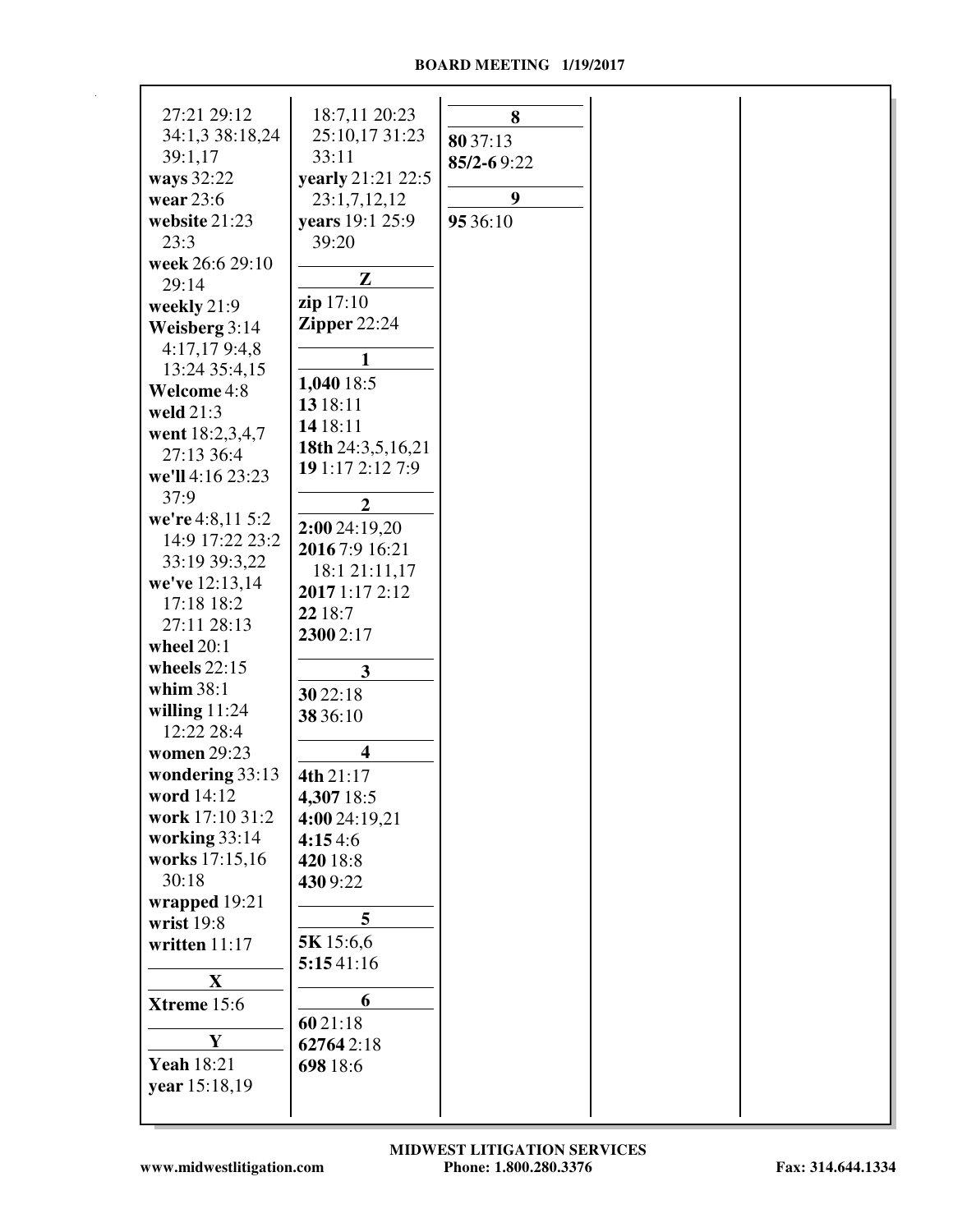27:21 29:12 34:1,3 38:18,24 39:1,17
**ways** 32:22
**wear** 23:6
**website** 21:23 23:3
**week** 26:6 29:10 29:14
**weekly** 21:9
**Weisberg** 3:14 4:17,17 9:4,8 13:24 35:4,15
**Welcome** 4:8
**weld** 21:3
**went** 18:2,3,4,7 27:13 36:4
**we'll** 4:16 23:23 37:9
**we're** 4:8,11 5:2 14:9 17:22 23:2 33:19 39:3,22
**we've** 12:13,14 17:18 18:2 27:11 28:13
**wheel** 20:1
**wheels** 22:15
**whim** 38:1
**willing** 11:24 12:22 28:4
**women** 29:23
**wondering** 33:13
**word** 14:12
**work** 17:10 31:2
**working** 33:14
**works** 17:15,16 30:18
**wrapped** 19:21
**wrist** 19:8
**written** 11:17

**X**

**Xtreme** 15:6

**Y**

**Yeah** 18:21
**year** 15:18,19 18:7,11 20:23 25:10,17 31:23 33:11
**yearly** 21:21 22:5 23:1,7,12,12
**years** 19:1 25:9 39:20

**Z**

**zip** 17:10
**Zipper** 22:24

**1**

**1,040** 18:5
**13** 18:11
**14** 18:11
**18th** 24:3,5,16,21
**19** 1:17 2:12 7:9

**2**

**2:00** 24:19,20
**2016** 7:9 16:21 18:1 21:11,17
**2017** 1:17 2:12
**22** 18:7
**2300** 2:17

**3**

**30** 22:18
**38** 36:10

**4**

**4th** 21:17
**4,307** 18:5
**4:00** 24:19,21
**4:15** 4:6
**420** 18:8
**430** 9:22

**5**

**5K** 15:6,6
**5:15** 41:16

**6**

**60** 21:18
**62764** 2:18
**698** 18:6

**8**

**80** 37:13
**85/2-6** 9:22

**9**

**95** 36:10